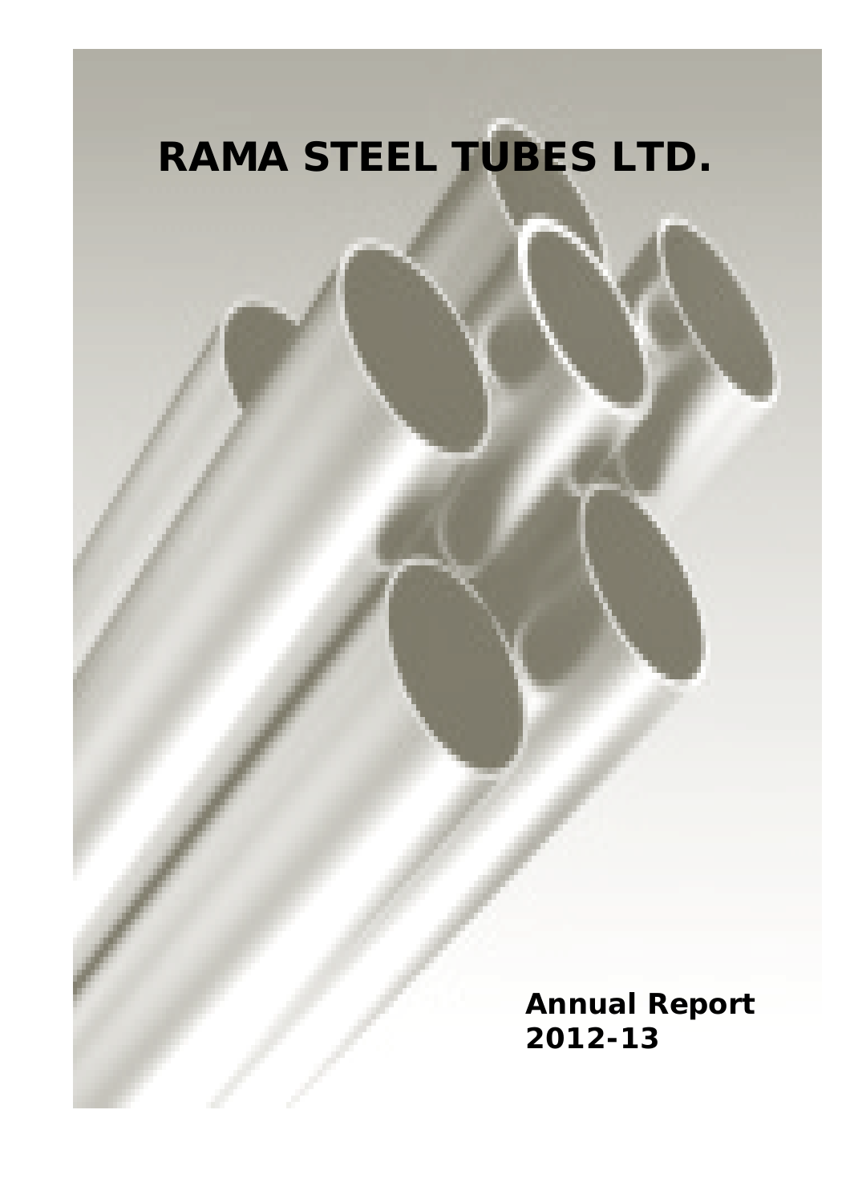# RAMA STEEL TUBES LTD.

**Annual Report 2012-13**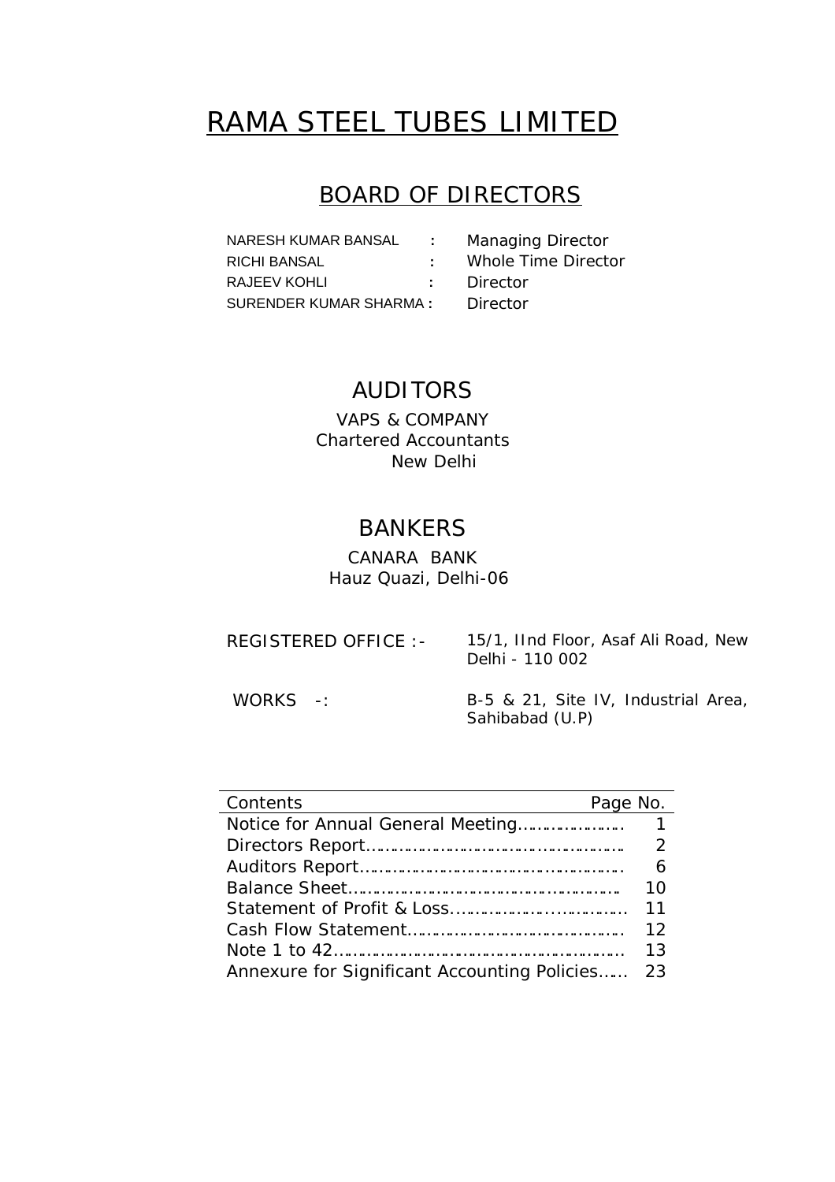# RAMA STEEL TUBES LIMITED

## BOARD OF DIRECTORS

| | | |
|---|---|---|
| NARESH KUMAR BANSAL | : | Managing Director |
| RICHI BANSAL | : | Whole Time Director |
| RAJEEV KOHLI | : | Director |
| SURENDER KUMAR SHARMA | : | Director |

## AUDITORS

VAPS & COMPANY
Chartered Accountants
New Delhi

## BANKERS

CANARA BANK
Hauz Quazi, Delhi-06

REGISTERED OFFICE :- 15/1, IInd Floor, Asaf Ali Road, New Delhi - 110 002

WORKS -: B-5 & 21, Site IV, Industrial Area, Sahibabad (U.P)

| Contents | Page No. |
|---|---|
| Notice for Annual General Meeting………………… | 1 |
| Directors Report…………………………………………… | 2 |
| Auditors Report…………………………………………… | 6 |
| Balance Sheet……………………………………………… | 10 |
| Statement of Profit & Loss……………………………… | 11 |
| Cash Flow Statement…………………………………… | 12 |
| Note 1 to 42………………………………………………… | 13 |
| Annexure for Significant Accounting Policies…… | 23 |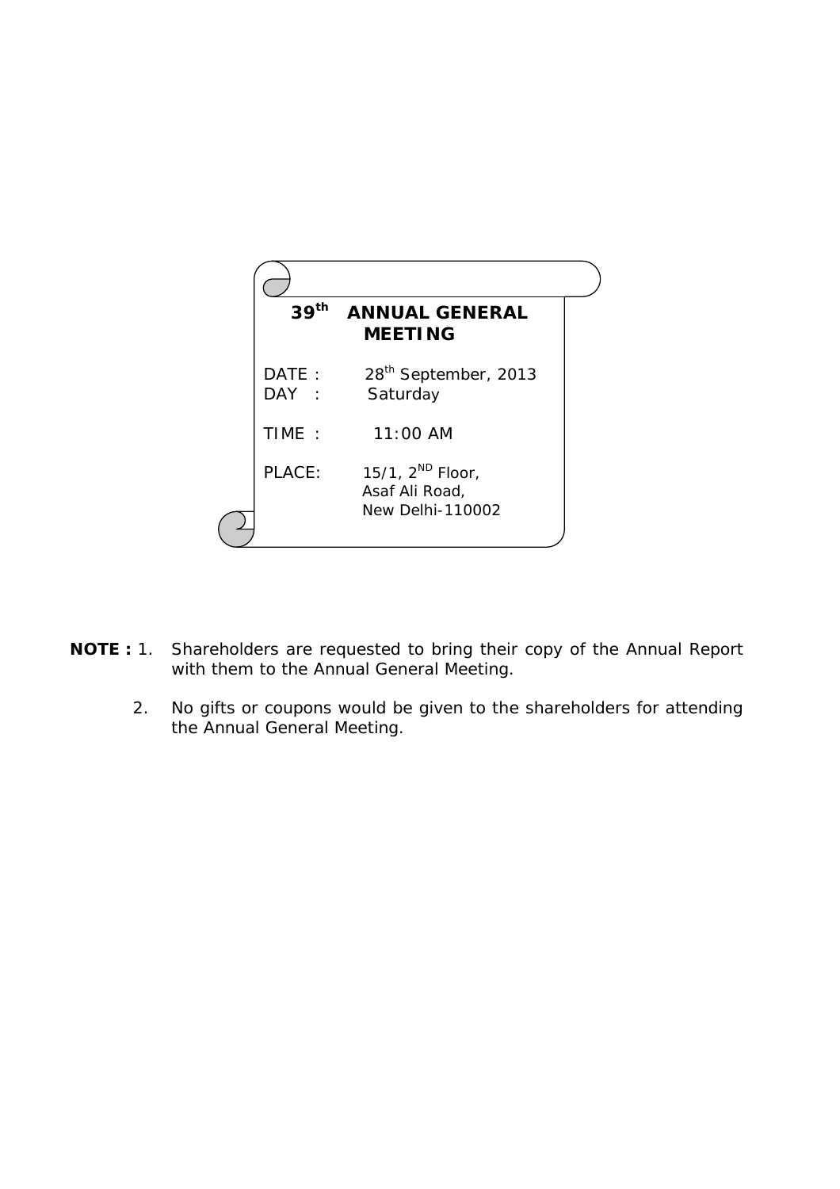# 39th ANNUAL GENERAL MEETING

DATE : 28th September, 2013
DAY : Saturday

TIME : 11:00 AM

PLACE: 15/1, 2ND Floor,
Asaf Ali Road,
New Delhi-110002

**NOTE :** 1. Shareholders are requested to bring their copy of the Annual Report with them to the Annual General Meeting.

2. No gifts or coupons would be given to the shareholders for attending the Annual General Meeting.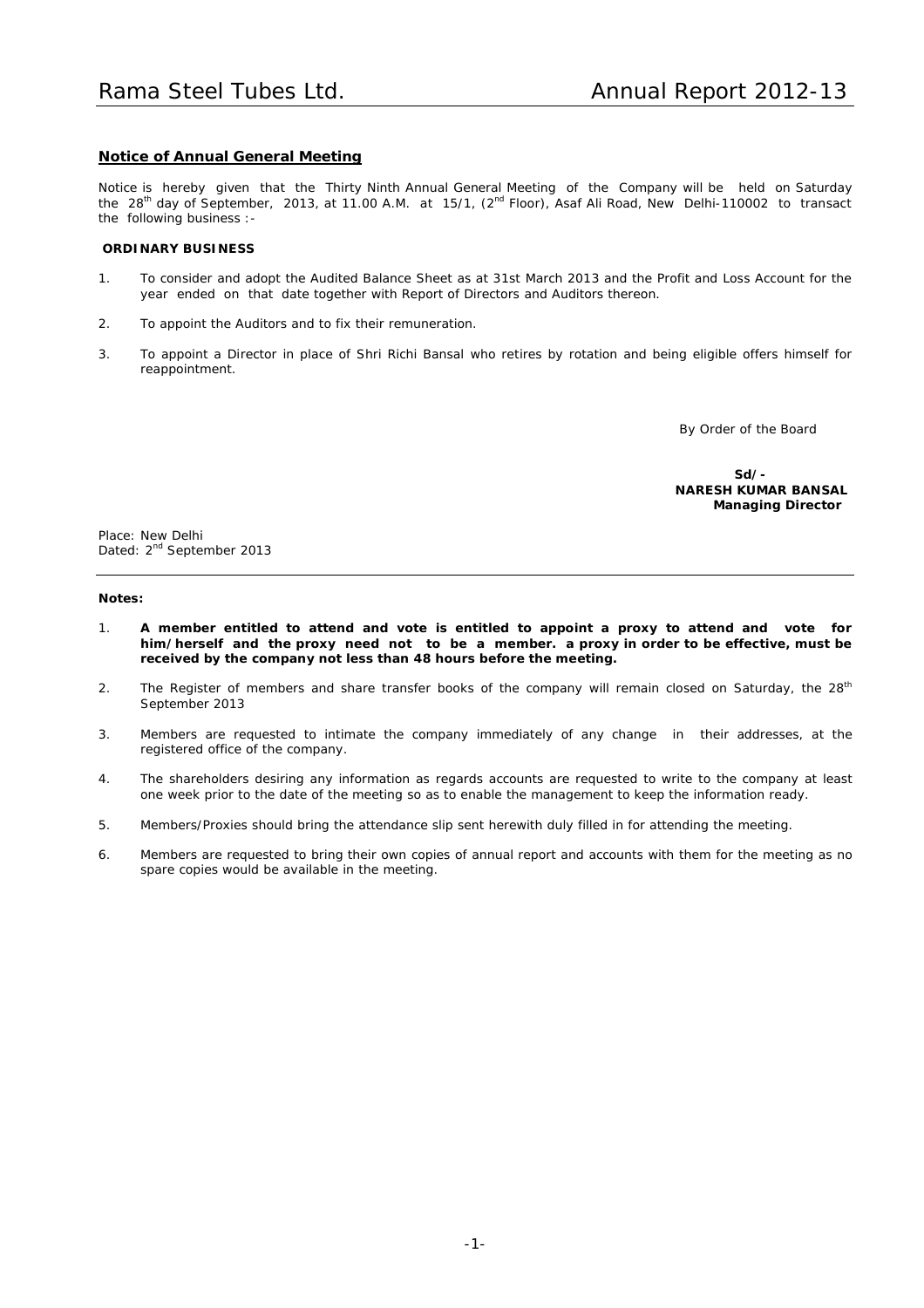## Notice of Annual General Meeting

Notice is hereby given that the Thirty Ninth Annual General Meeting of the Company will be held on Saturday the 28th day of September, 2013, at 11.00 A.M. at 15/1, (2nd Floor), Asaf Ali Road, New Delhi-110002 to transact the following business :-

**ORDINARY BUSINESS**

1. To consider and adopt the Audited Balance Sheet as at 31st March 2013 and the Profit and Loss Account for the year ended on that date together with Report of Directors and Auditors thereon.
2. To appoint the Auditors and to fix their remuneration.
3. To appoint a Director in place of Shri Richi Bansal who retires by rotation and being eligible offers himself for reappointment.

By Order of the Board

**Sd/-**
**NARESH KUMAR BANSAL**
**Managing Director**

Place: New Delhi
Dated: 2nd September 2013

---

**Notes:**

1. **A member entitled to attend and vote is entitled to appoint a proxy to attend and vote for him/herself and the proxy need not to be a member. a proxy in order to be effective, must be received by the company not less than 48 hours before the meeting.**
2. The Register of members and share transfer books of the company will remain closed on Saturday, the 28th September 2013
3. Members are requested to intimate the company immediately of any change in their addresses, at the registered office of the company.
4. The shareholders desiring any information as regards accounts are requested to write to the company at least one week prior to the date of the meeting so as to enable the management to keep the information ready.
5. Members/Proxies should bring the attendance slip sent herewith duly filled in for attending the meeting.
6. Members are requested to bring their own copies of annual report and accounts with them for the meeting as no spare copies would be available in the meeting.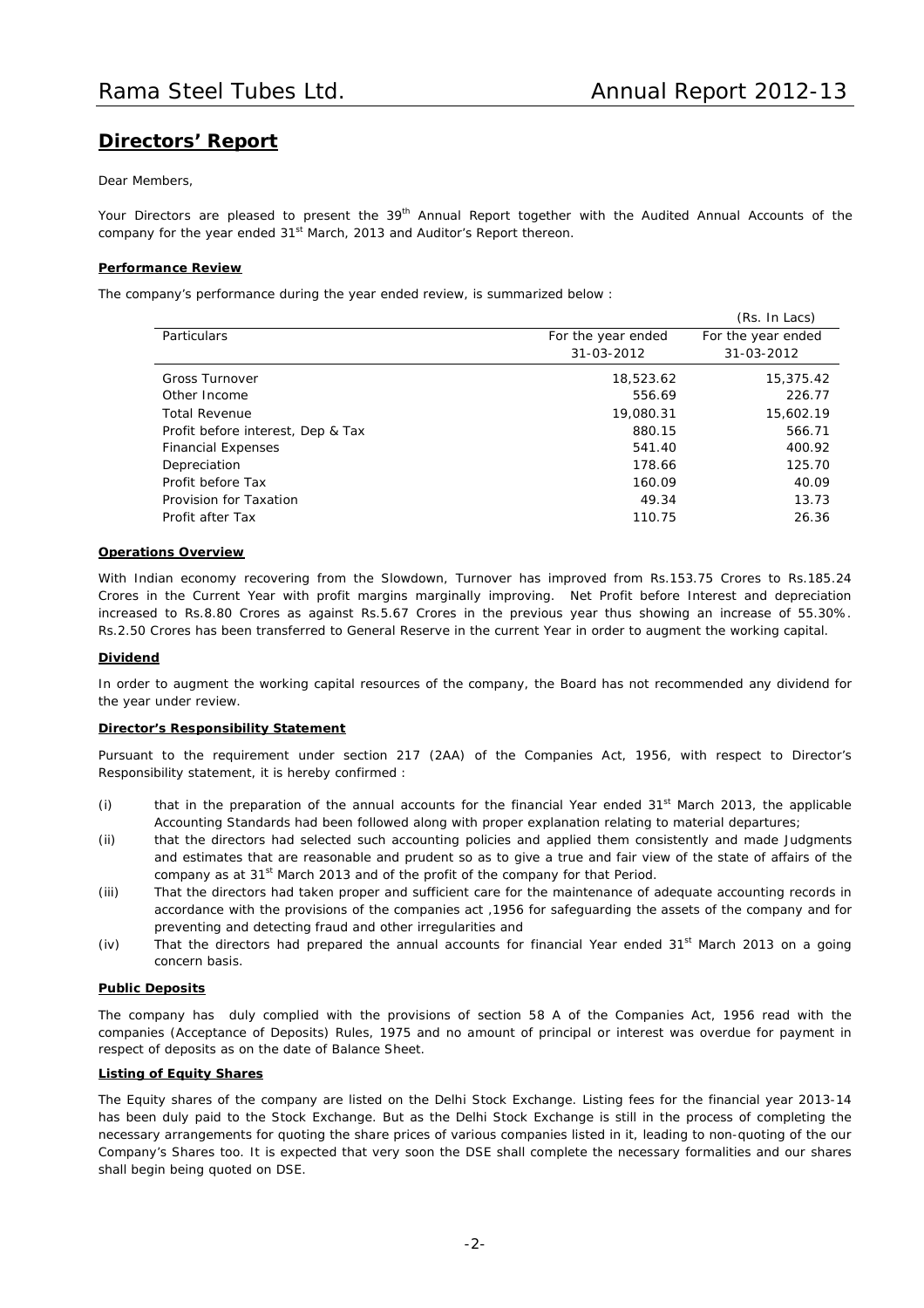## Directors' Report

Dear Members,

Your Directors are pleased to present the 39th Annual Report together with the Audited Annual Accounts of the company for the year ended 31st March, 2013 and Auditor's Report thereon.

### Performance Review

The company's performance during the year ended review, is summarized below :

(Rs. In Lacs)

| Particulars | For the year ended 31-03-2012 | For the year ended 31-03-2012 |
|---|---|---|
| Gross Turnover | 18,523.62 | 15,375.42 |
| Other Income | 556.69 | 226.77 |
| Total Revenue | 19,080.31 | 15,602.19 |
| Profit before interest, Dep & Tax | 880.15 | 566.71 |
| Financial Expenses | 541.40 | 400.92 |
| Depreciation | 178.66 | 125.70 |
| Profit before Tax | 160.09 | 40.09 |
| Provision for Taxation | 49.34 | 13.73 |
| Profit after Tax | 110.75 | 26.36 |

### Operations Overview

With Indian economy recovering from the Slowdown, Turnover has improved from Rs.153.75 Crores to Rs.185.24 Crores in the Current Year with profit margins marginally improving. Net Profit before Interest and depreciation increased to Rs.8.80 Crores as against Rs.5.67 Crores in the previous year thus showing an increase of 55.30%. Rs.2.50 Crores has been transferred to General Reserve in the current Year in order to augment the working capital.

### Dividend

In order to augment the working capital resources of the company, the Board has not recommended any dividend for the year under review.

### Director's Responsibility Statement

Pursuant to the requirement under section 217 (2AA) of the Companies Act, 1956, with respect to Director's Responsibility statement, it is hereby confirmed :

- (i) that in the preparation of the annual accounts for the financial Year ended 31st March 2013, the applicable Accounting Standards had been followed along with proper explanation relating to material departures;
- (ii) that the directors had selected such accounting policies and applied them consistently and made Judgments and estimates that are reasonable and prudent so as to give a true and fair view of the state of affairs of the company as at 31st March 2013 and of the profit of the company for that Period.
- (iii) That the directors had taken proper and sufficient care for the maintenance of adequate accounting records in accordance with the provisions of the companies act ,1956 for safeguarding the assets of the company and for preventing and detecting fraud and other irregularities and
- (iv) That the directors had prepared the annual accounts for financial Year ended 31st March 2013 on a going concern basis.

### Public Deposits

The company has duly complied with the provisions of section 58 A of the Companies Act, 1956 read with the companies (Acceptance of Deposits) Rules, 1975 and no amount of principal or interest was overdue for payment in respect of deposits as on the date of Balance Sheet.

### Listing of Equity Shares

The Equity shares of the company are listed on the Delhi Stock Exchange. Listing fees for the financial year 2013-14 has been duly paid to the Stock Exchange. But as the Delhi Stock Exchange is still in the process of completing the necessary arrangements for quoting the share prices of various companies listed in it, leading to non-quoting of the our Company's Shares too. It is expected that very soon the DSE shall complete the necessary formalities and our shares shall begin being quoted on DSE.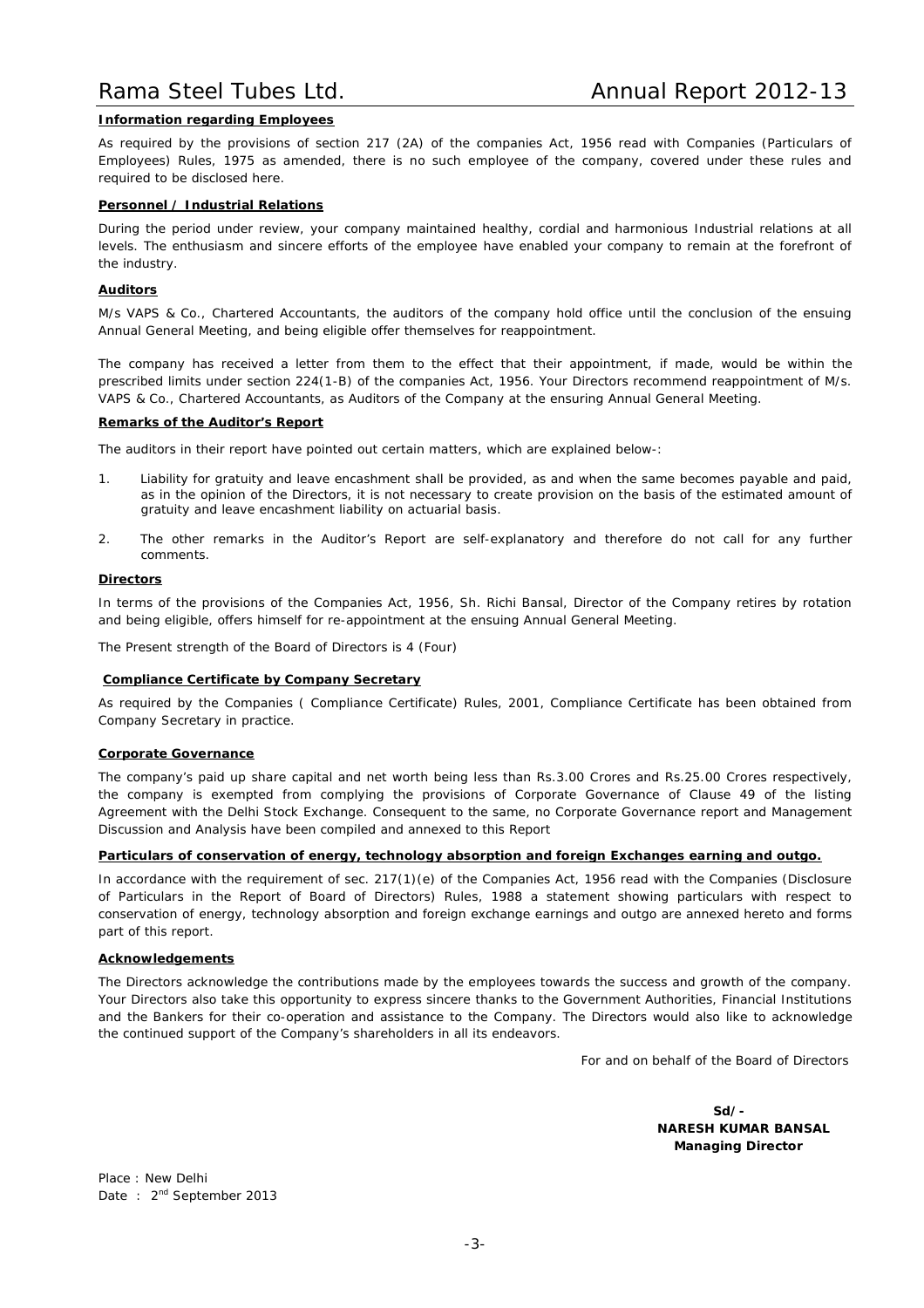**Information regarding Employees**

As required by the provisions of section 217 (2A) of the companies Act, 1956 read with Companies (Particulars of Employees) Rules, 1975 as amended, there is no such employee of the company, covered under these rules and required to be disclosed here.

**Personnel / Industrial Relations**

During the period under review, your company maintained healthy, cordial and harmonious Industrial relations at all levels. The enthusiasm and sincere efforts of the employee have enabled your company to remain at the forefront of the industry.

**Auditors**

M/s VAPS & Co., Chartered Accountants, the auditors of the company hold office until the conclusion of the ensuing Annual General Meeting, and being eligible offer themselves for reappointment.

The company has received a letter from them to the effect that their appointment, if made, would be within the prescribed limits under section 224(1-B) of the companies Act, 1956. Your Directors recommend reappointment of M/s. VAPS & Co., Chartered Accountants, as Auditors of the Company at the ensuring Annual General Meeting.

**Remarks of the Auditor's Report**

The auditors in their report have pointed out certain matters, which are explained below-:

1. Liability for gratuity and leave encashment shall be provided, as and when the same becomes payable and paid, as in the opinion of the Directors, it is not necessary to create provision on the basis of the estimated amount of gratuity and leave encashment liability on actuarial basis.
2. The other remarks in the Auditor's Report are self-explanatory and therefore do not call for any further comments.

**Directors**

In terms of the provisions of the Companies Act, 1956, Sh. Richi Bansal, Director of the Company retires by rotation and being eligible, offers himself for re-appointment at the ensuing Annual General Meeting.

The Present strength of the Board of Directors is 4 (Four)

**Compliance Certificate by Company Secretary**

As required by the Companies ( Compliance Certificate) Rules, 2001, Compliance Certificate has been obtained from Company Secretary in practice.

**Corporate Governance**

The company's paid up share capital and net worth being less than Rs.3.00 Crores and Rs.25.00 Crores respectively, the company is exempted from complying the provisions of Corporate Governance of Clause 49 of the listing Agreement with the Delhi Stock Exchange. Consequent to the same, no Corporate Governance report and Management Discussion and Analysis have been compiled and annexed to this Report

**Particulars of conservation of energy, technology absorption and foreign Exchanges earning and outgo.**

In accordance with the requirement of sec. 217(1)(e) of the Companies Act, 1956 read with the Companies (Disclosure of Particulars in the Report of Board of Directors) Rules, 1988 a statement showing particulars with respect to conservation of energy, technology absorption and foreign exchange earnings and outgo are annexed hereto and forms part of this report.

**Acknowledgements**

The Directors acknowledge the contributions made by the employees towards the success and growth of the company. Your Directors also take this opportunity to express sincere thanks to the Government Authorities, Financial Institutions and the Bankers for their co-operation and assistance to the Company. The Directors would also like to acknowledge the continued support of the Company's shareholders in all its endeavors.

For and on behalf of the Board of Directors

**Sd/-**
**NARESH KUMAR BANSAL**
**Managing Director**

Place : New Delhi
Date : 2nd September 2013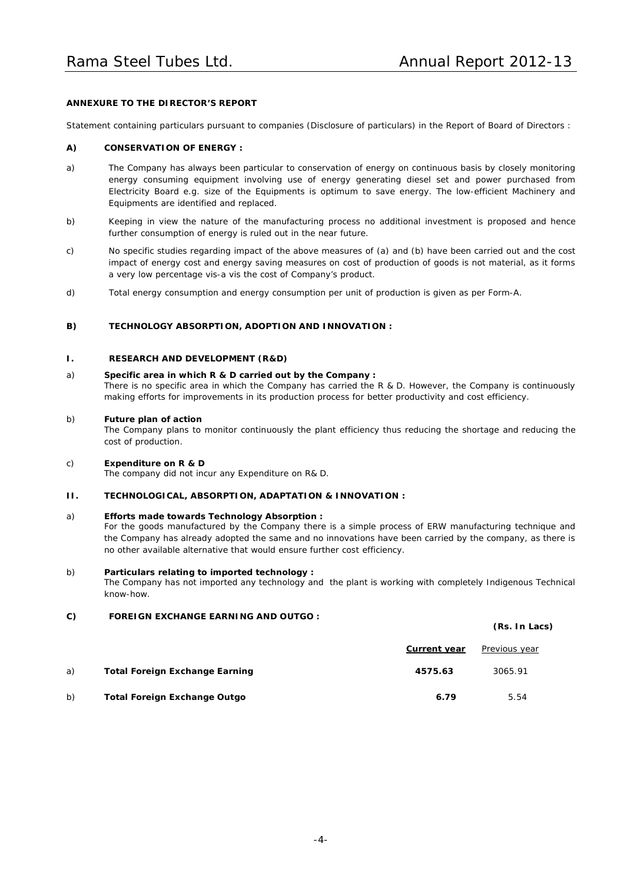## ANNEXURE TO THE DIRECTOR'S REPORT

Statement containing particulars pursuant to companies (Disclosure of particulars) in the Report of Board of Directors :

### A) CONSERVATION OF ENERGY :

a) The Company has always been particular to conservation of energy on continuous basis by closely monitoring energy consuming equipment involving use of energy generating diesel set and power purchased from Electricity Board e.g. size of the Equipments is optimum to save energy. The low-efficient Machinery and Equipments are identified and replaced.

b) Keeping in view the nature of the manufacturing process no additional investment is proposed and hence further consumption of energy is ruled out in the near future.

c) No specific studies regarding impact of the above measures of (a) and (b) have been carried out and the cost impact of energy cost and energy saving measures on cost of production of goods is not material, as it forms a very low percentage vis-a vis the cost of Company's product.

d) Total energy consumption and energy consumption per unit of production is given as per Form-A.

### B) TECHNOLOGY ABSORPTION, ADOPTION AND INNOVATION :

#### I. RESEARCH AND DEVELOPMENT (R&D)

a) **Specific area in which R & D carried out by the Company :**
There is no specific area in which the Company has carried the R & D. However, the Company is continuously making efforts for improvements in its production process for better productivity and cost efficiency.

b) **Future plan of action**
The Company plans to monitor continuously the plant efficiency thus reducing the shortage and reducing the cost of production.

c) **Expenditure on R & D**
The company did not incur any Expenditure on R& D.

#### II. TECHNOLOGICAL, ABSORPTION, ADAPTATION & INNOVATION :

a) **Efforts made towards Technology Absorption :**
For the goods manufactured by the Company there is a simple process of ERW manufacturing technique and the Company has already adopted the same and no innovations have been carried by the company, as there is no other available alternative that would ensure further cost efficiency.

b) **Particulars relating to imported technology :**
The Company has not imported any technology and the plant is working with completely Indigenous Technical know-how.

### C) FOREIGN EXCHANGE EARNING AND OUTGO :

**(Rs. In Lacs)**

| | | **Current year** | Previous year |
|---|---|---|---|
| a) | **Total Foreign Exchange Earning** | **4575.63** | 3065.91 |
| b) | **Total Foreign Exchange Outgo** | **6.79** | 5.54 |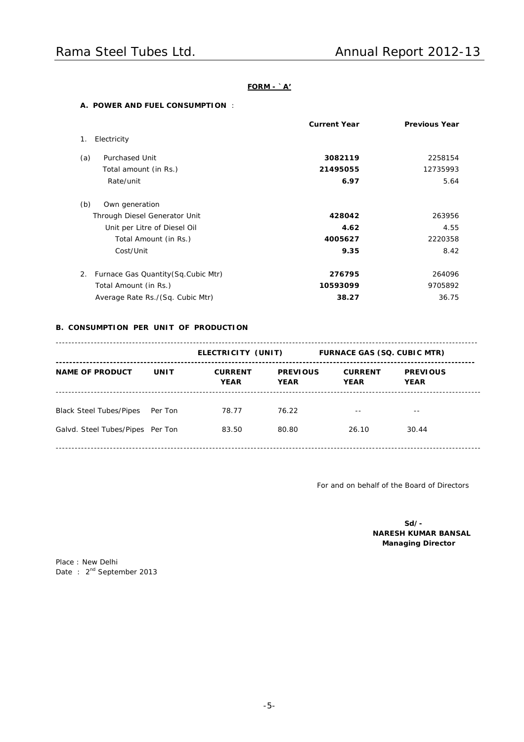**FORM - `A'**

**A. POWER AND FUEL CONSUMPTION** :

| | Current Year | Previous Year |
|---|---|---|
| 1. Electricity | | |
| (a) Purchased Unit | **3082119** | 2258154 |
| Total amount (in Rs.) | **21495055** | 12735993 |
| Rate/unit | **6.97** | 5.64 |
| (b) Own generation | | |
| Through Diesel Generator Unit | **428042** | 263956 |
| Unit per Litre of Diesel Oil | **4.62** | 4.55 |
| Total Amount (in Rs.) | **4005627** | 2220358 |
| Cost/Unit | **9.35** | 8.42 |
| 2. Furnace Gas Quantity(Sq.Cubic Mtr) | **276795** | 264096 |
| Total Amount (in Rs.) | **10593099** | 9705892 |
| Average Rate Rs./(Sq. Cubic Mtr) | **38.27** | 36.75 |

**B. CONSUMPTION PER UNIT OF PRODUCTION**

| | | ELECTRICITY (UNIT) | | FURNACE GAS (SQ. CUBIC MTR) | |
|---|---|---|---|---|---|
| **NAME OF PRODUCT** | **UNIT** | **CURRENT YEAR** | **PREVIOUS YEAR** | **CURRENT YEAR** | **PREVIOUS YEAR** |
| Black Steel Tubes/Pipes | Per Ton | 78.77 | 76.22 | -- | -- |
| Galvd. Steel Tubes/Pipes | Per Ton | 83.50 | 80.80 | 26.10 | 30.44 |

For and on behalf of the Board of Directors

**Sd/-**
**NARESH KUMAR BANSAL**
**Managing Director**

Place : New Delhi
Date : 2nd September 2013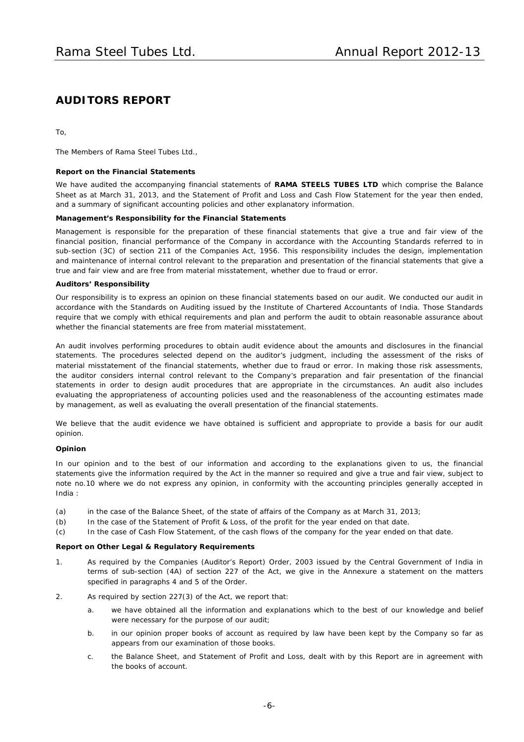# AUDITORS REPORT

To,

The Members of Rama Steel Tubes Ltd.,

**Report on the Financial Statements**

We have audited the accompanying financial statements of **RAMA STEELS TUBES LTD** which comprise the Balance Sheet as at March 31, 2013, and the Statement of Profit and Loss and Cash Flow Statement for the year then ended, and a summary of significant accounting policies and other explanatory information.

**Management's Responsibility for the Financial Statements**

Management is responsible for the preparation of these financial statements that give a true and fair view of the financial position, financial performance of the Company in accordance with the Accounting Standards referred to in sub-section (3C) of section 211 of the Companies Act, 1956. This responsibility includes the design, implementation and maintenance of internal control relevant to the preparation and presentation of the financial statements that give a true and fair view and are free from material misstatement, whether due to fraud or error.

**Auditors' Responsibility**

Our responsibility is to express an opinion on these financial statements based on our audit. We conducted our audit in accordance with the Standards on Auditing issued by the Institute of Chartered Accountants of India. Those Standards require that we comply with ethical requirements and plan and perform the audit to obtain reasonable assurance about whether the financial statements are free from material misstatement.

An audit involves performing procedures to obtain audit evidence about the amounts and disclosures in the financial statements. The procedures selected depend on the auditor's judgment, including the assessment of the risks of material misstatement of the financial statements, whether due to fraud or error. In making those risk assessments, the auditor considers internal control relevant to the Company's preparation and fair presentation of the financial statements in order to design audit procedures that are appropriate in the circumstances. An audit also includes evaluating the appropriateness of accounting policies used and the reasonableness of the accounting estimates made by management, as well as evaluating the overall presentation of the financial statements.

We believe that the audit evidence we have obtained is sufficient and appropriate to provide a basis for our audit opinion.

**Opinion**

In our opinion and to the best of our information and according to the explanations given to us, the financial statements give the information required by the Act in the manner so required and give a true and fair view, subject to note no.10 where we do not express any opinion, in conformity with the accounting principles generally accepted in India :

(a) in the case of the Balance Sheet, of the state of affairs of the Company as at March 31, 2013;

(b) In the case of the Statement of Profit & Loss, of the profit for the year ended on that date.

(c) In the case of Cash Flow Statement, of the cash flows of the company for the year ended on that date.

**Report on Other Legal & Regulatory Requirements**

1. As required by the Companies (Auditor's Report) Order, 2003 issued by the Central Government of India in terms of sub-section (4A) of section 227 of the Act, we give in the Annexure a statement on the matters specified in paragraphs 4 and 5 of the Order.

2. As required by section 227(3) of the Act, we report that:

   a. we have obtained all the information and explanations which to the best of our knowledge and belief were necessary for the purpose of our audit;

   b. in our opinion proper books of account as required by law have been kept by the Company so far as appears from our examination of those books.

   c. the Balance Sheet, and Statement of Profit and Loss, dealt with by this Report are in agreement with the books of account.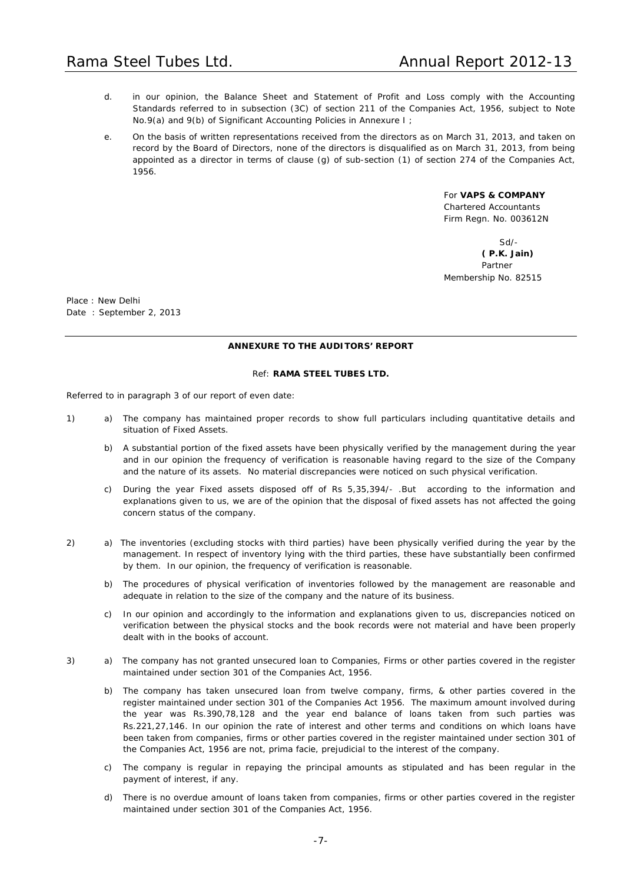d. in our opinion, the Balance Sheet and Statement of Profit and Loss comply with the Accounting Standards referred to in subsection (3C) of section 211 of the Companies Act, 1956, subject to Note No.9(a) and 9(b) of Significant Accounting Policies in Annexure I ;

e. On the basis of written representations received from the directors as on March 31, 2013, and taken on record by the Board of Directors, none of the directors is disqualified as on March 31, 2013, from being appointed as a director in terms of clause (g) of sub-section (1) of section 274 of the Companies Act, 1956.

For **VAPS & COMPANY**
Chartered Accountants
Firm Regn. No. 003612N

Sd/-
**( P.K. Jain)**
Partner
Membership No. 82515

Place : New Delhi
Date : September 2, 2013

---

**ANNEXURE TO THE AUDITORS' REPORT**

Ref: **RAMA STEEL TUBES LTD.**

Referred to in paragraph 3 of our report of even date:

1) a) The company has maintained proper records to show full particulars including quantitative details and situation of Fixed Assets.

b) A substantial portion of the fixed assets have been physically verified by the management during the year and in our opinion the frequency of verification is reasonable having regard to the size of the Company and the nature of its assets. No material discrepancies were noticed on such physical verification.

c) During the year Fixed assets disposed off of Rs 5,35,394/- .But according to the information and explanations given to us, we are of the opinion that the disposal of fixed assets has not affected the going concern status of the company.

2) a) The inventories (excluding stocks with third parties) have been physically verified during the year by the management. In respect of inventory lying with the third parties, these have substantially been confirmed by them. In our opinion, the frequency of verification is reasonable.

b) The procedures of physical verification of inventories followed by the management are reasonable and adequate in relation to the size of the company and the nature of its business.

c) In our opinion and accordingly to the information and explanations given to us, discrepancies noticed on verification between the physical stocks and the book records were not material and have been properly dealt with in the books of account.

3) a) The company has not granted unsecured loan to Companies, Firms or other parties covered in the register maintained under section 301 of the Companies Act, 1956.

b) The company has taken unsecured loan from twelve company, firms, & other parties covered in the register maintained under section 301 of the Companies Act 1956. The maximum amount involved during the year was Rs.390,78,128 and the year end balance of loans taken from such parties was Rs.221,27,146. In our opinion the rate of interest and other terms and conditions on which loans have been taken from companies, firms or other parties covered in the register maintained under section 301 of the Companies Act, 1956 are not, prima facie, prejudicial to the interest of the company.

c) The company is regular in repaying the principal amounts as stipulated and has been regular in the payment of interest, if any.

d) There is no overdue amount of loans taken from companies, firms or other parties covered in the register maintained under section 301 of the Companies Act, 1956.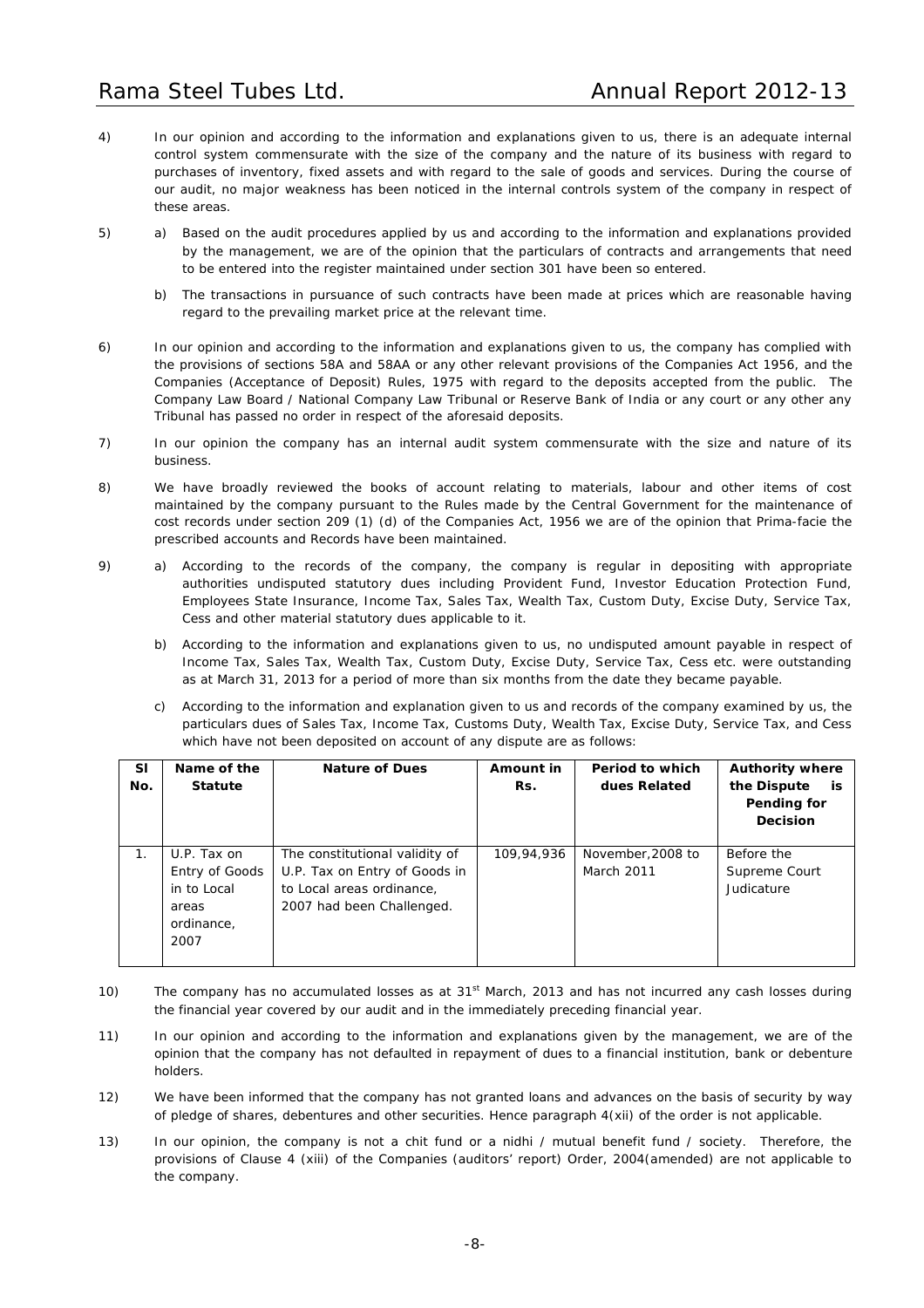4) In our opinion and according to the information and explanations given to us, there is an adequate internal control system commensurate with the size of the company and the nature of its business with regard to purchases of inventory, fixed assets and with regard to the sale of goods and services. During the course of our audit, no major weakness has been noticed in the internal controls system of the company in respect of these areas.

5) a) Based on the audit procedures applied by us and according to the information and explanations provided by the management, we are of the opinion that the particulars of contracts and arrangements that need to be entered into the register maintained under section 301 have been so entered.

   b) The transactions in pursuance of such contracts have been made at prices which are reasonable having regard to the prevailing market price at the relevant time.

6) In our opinion and according to the information and explanations given to us, the company has complied with the provisions of sections 58A and 58AA or any other relevant provisions of the Companies Act 1956, and the Companies (Acceptance of Deposit) Rules, 1975 with regard to the deposits accepted from the public. The Company Law Board / National Company Law Tribunal or Reserve Bank of India or any court or any other any Tribunal has passed no order in respect of the aforesaid deposits.

7) In our opinion the company has an internal audit system commensurate with the size and nature of its business.

8) We have broadly reviewed the books of account relating to materials, labour and other items of cost maintained by the company pursuant to the Rules made by the Central Government for the maintenance of cost records under section 209 (1) (d) of the Companies Act, 1956 we are of the opinion that Prima-facie the prescribed accounts and Records have been maintained.

9) a) According to the records of the company, the company is regular in depositing with appropriate authorities undisputed statutory dues including Provident Fund, Investor Education Protection Fund, Employees State Insurance, Income Tax, Sales Tax, Wealth Tax, Custom Duty, Excise Duty, Service Tax, Cess and other material statutory dues applicable to it.

   b) According to the information and explanations given to us, no undisputed amount payable in respect of Income Tax, Sales Tax, Wealth Tax, Custom Duty, Excise Duty, Service Tax, Cess etc. were outstanding as at March 31, 2013 for a period of more than six months from the date they became payable.

   c) According to the information and explanation given to us and records of the company examined by us, the particulars dues of Sales Tax, Income Tax, Customs Duty, Wealth Tax, Excise Duty, Service Tax, and Cess which have not been deposited on account of any dispute are as follows:

| Sl No. | Name of the Statute | Nature of Dues | Amount in Rs. | Period to which dues Related | Authority where the Dispute is Pending for Decision |
|---|---|---|---|---|---|
| 1. | U.P. Tax on Entry of Goods in to Local areas ordinance, 2007 | The constitutional validity of U.P. Tax on Entry of Goods in to Local areas ordinance, 2007 had been Challenged. | 109,94,936 | November,2008 to March 2011 | Before the Supreme Court Judicature |

10) The company has no accumulated losses as at 31st March, 2013 and has not incurred any cash losses during the financial year covered by our audit and in the immediately preceding financial year.

11) In our opinion and according to the information and explanations given by the management, we are of the opinion that the company has not defaulted in repayment of dues to a financial institution, bank or debenture holders.

12) We have been informed that the company has not granted loans and advances on the basis of security by way of pledge of shares, debentures and other securities. Hence paragraph 4(xii) of the order is not applicable.

13) In our opinion, the company is not a chit fund or a nidhi / mutual benefit fund / society. Therefore, the provisions of Clause 4 (xiii) of the Companies (auditors' report) Order, 2004(amended) are not applicable to the company.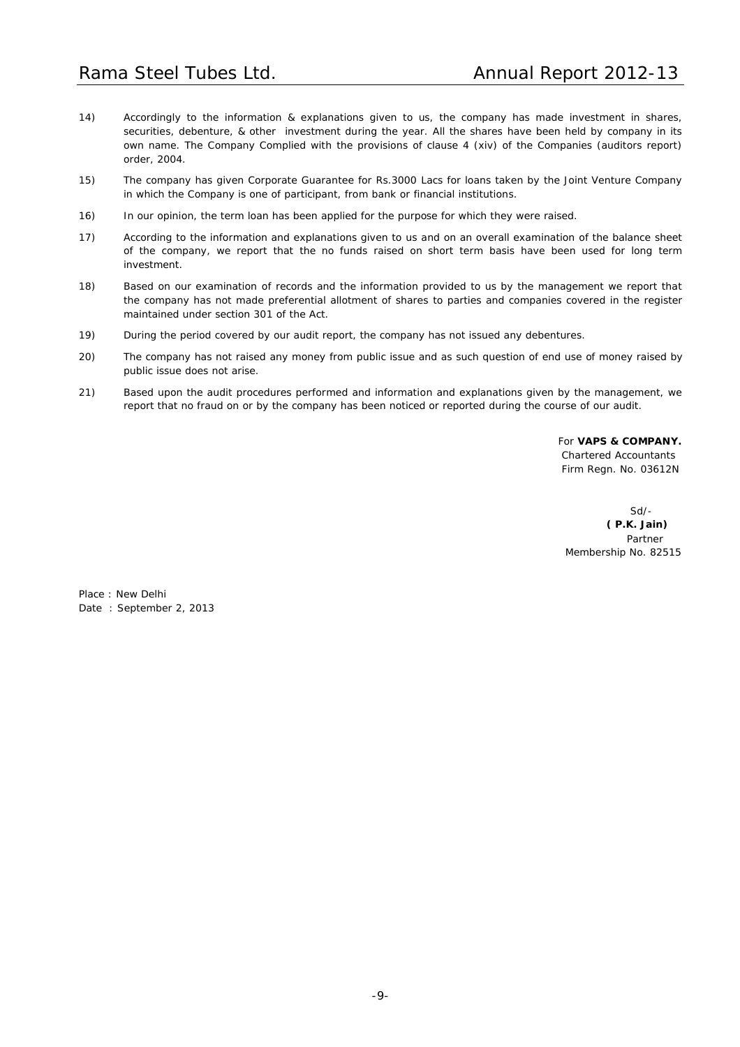14) Accordingly to the information & explanations given to us, the company has made investment in shares, securities, debenture, & other investment during the year. All the shares have been held by company in its own name. The Company Complied with the provisions of clause 4 (xiv) of the Companies (auditors report) order, 2004.

15) The company has given Corporate Guarantee for Rs.3000 Lacs for loans taken by the Joint Venture Company in which the Company is one of participant, from bank or financial institutions.

16) In our opinion, the term loan has been applied for the purpose for which they were raised.

17) According to the information and explanations given to us and on an overall examination of the balance sheet of the company, we report that the no funds raised on short term basis have been used for long term investment.

18) Based on our examination of records and the information provided to us by the management we report that the company has not made preferential allotment of shares to parties and companies covered in the register maintained under section 301 of the Act.

19) During the period covered by our audit report, the company has not issued any debentures.

20) The company has not raised any money from public issue and as such question of end use of money raised by public issue does not arise.

21) Based upon the audit procedures performed and information and explanations given by the management, we report that no fraud on or by the company has been noticed or reported during the course of our audit.

For **VAPS & COMPANY.**
Chartered Accountants
Firm Regn. No. 03612N

Sd/-
**( P.K. Jain)**
Partner
Membership No. 82515

Place : New Delhi
Date : September 2, 2013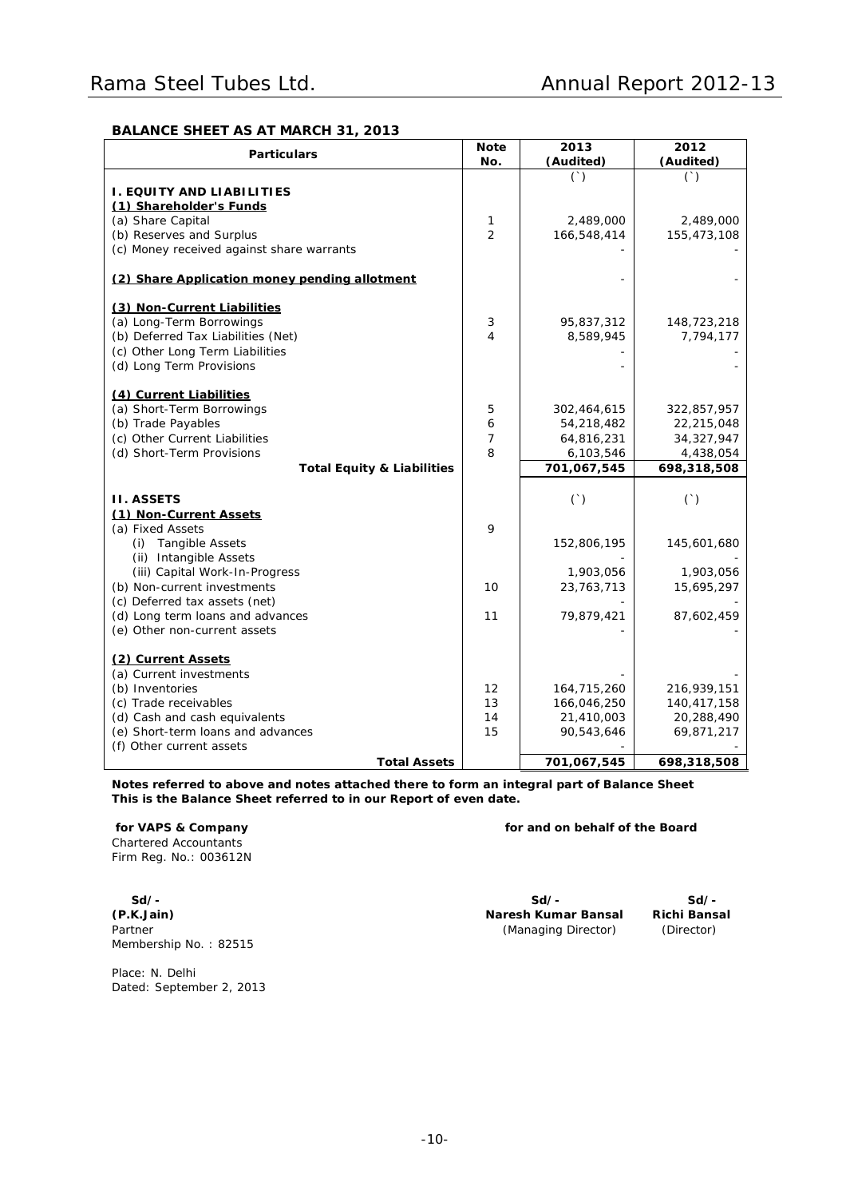## BALANCE SHEET AS AT MARCH 31, 2013

| Particulars | Note No. | 2013 (Audited) | 2012 (Audited) |
|---|---|---|---|
| | | (`) | (`) |
| **I. EQUITY AND LIABILITIES** | | | |
| **(1) Shareholder's Funds** | | | |
| (a) Share Capital | 1 | 2,489,000 | 2,489,000 |
| (b) Reserves and Surplus | 2 | 166,548,414 | 155,473,108 |
| (c) Money received against share warrants | | - | - |
| **(2) Share Application money pending allotment** | | - | - |
| **(3) Non-Current Liabilities** | | | |
| (a) Long-Term Borrowings | 3 | 95,837,312 | 148,723,218 |
| (b) Deferred Tax Liabilities (Net) | 4 | 8,589,945 | 7,794,177 |
| (c) Other Long Term Liabilities | | - | - |
| (d) Long Term Provisions | | - | - |
| **(4) Current Liabilities** | | | |
| (a) Short-Term Borrowings | 5 | 302,464,615 | 322,857,957 |
| (b) Trade Payables | 6 | 54,218,482 | 22,215,048 |
| (c) Other Current Liabilities | 7 | 64,816,231 | 34,327,947 |
| (d) Short-Term Provisions | 8 | 6,103,546 | 4,438,054 |
| **Total Equity & Liabilities** | | **701,067,545** | **698,318,508** |
| **II. ASSETS** | | (`) | (`) |
| **(1) Non-Current Assets** | | | |
| (a) Fixed Assets | 9 | | |
| (i) Tangible Assets | | 152,806,195 | 145,601,680 |
| (ii) Intangible Assets | | - | - |
| (iii) Capital Work-In-Progress | | 1,903,056 | 1,903,056 |
| (b) Non-current investments | 10 | 23,763,713 | 15,695,297 |
| (c) Deferred tax assets (net) | | - | - |
| (d) Long term loans and advances | 11 | 79,879,421 | 87,602,459 |
| (e) Other non-current assets | | - | - |
| **(2) Current Assets** | | | |
| (a) Current investments | | - | - |
| (b) Inventories | 12 | 164,715,260 | 216,939,151 |
| (c) Trade receivables | 13 | 166,046,250 | 140,417,158 |
| (d) Cash and cash equivalents | 14 | 21,410,003 | 20,288,490 |
| (e) Short-term loans and advances | 15 | 90,543,646 | 69,871,217 |
| (f) Other current assets | | - | - |
| **Total Assets** | | **701,067,545** | **698,318,508** |

**Notes referred to above and notes attached there to form an integral part of Balance Sheet**
**This is the Balance Sheet referred to in our Report of even date.**

**for VAPS & Company**
Chartered Accountants
Firm Reg. No.: 003612N

**Sd/-**
**(P.K.Jain)**
Partner
Membership No. : 82515

Place: N. Delhi
Dated: September 2, 2013

**for and on behalf of the Board**

**Sd/-**
**Naresh Kumar Bansal**
(Managing Director)

**Sd/-**
**Richi Bansal**
(Director)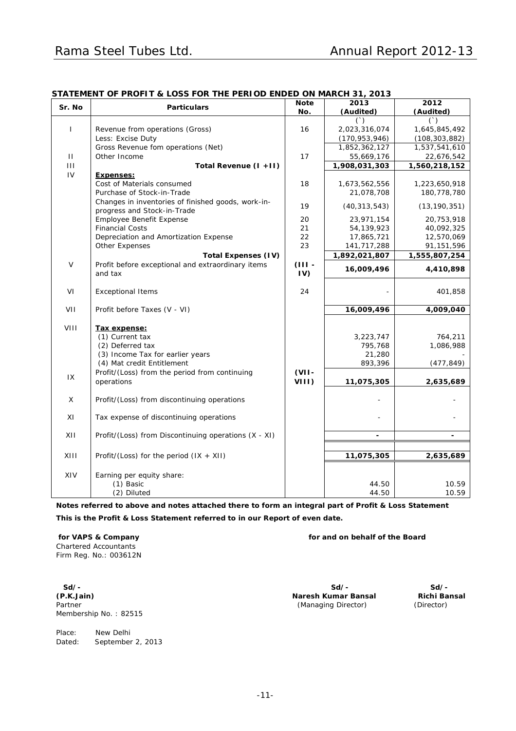## STATEMENT OF PROFIT & LOSS FOR THE PERIOD ENDED ON MARCH 31, 2013

| Sr. No | Particulars | Note No. | 2013 (Audited) | 2012 (Audited) |
|---|---|---|---|---|
| | | | (`) | (`) |
| I | Revenue from operations (Gross) | 16 | 2,023,316,074 | 1,645,845,492 |
| | Less: Excise Duty | | (170,953,946) | (108,303,882) |
| | Gross Revenue fom operations (Net) | | 1,852,362,127 | 1,537,541,610 |
| II | Other Income | 17 | 55,669,176 | 22,676,542 |
| III | **Total Revenue (I +II)** | | **1,908,031,303** | **1,560,218,152** |
| IV | **Expenses:** | | | |
| | Cost of Materials consumed | 18 | 1,673,562,556 | 1,223,650,918 |
| | Purchase of Stock-in-Trade | | 21,078,708 | 180,778,780 |
| | Changes in inventories of finished goods, work-in-progress and Stock-in-Trade | 19 | (40,313,543) | (13,190,351) |
| | Employee Benefit Expense | 20 | 23,971,154 | 20,753,918 |
| | Financial Costs | 21 | 54,139,923 | 40,092,325 |
| | Depreciation and Amortization Expense | 22 | 17,865,721 | 12,570,069 |
| | Other Expenses | 23 | 141,717,288 | 91,151,596 |
| | **Total Expenses (IV)** | | **1,892,021,807** | **1,555,807,254** |
| V | Profit before exceptional and extraordinary items and tax | **(III - IV)** | **16,009,496** | **4,410,898** |
| VI | Exceptional Items | 24 | - | 401,858 |
| VII | Profit before Taxes (V - VI) | | **16,009,496** | **4,009,040** |
| VIII | **Tax expense:** | | | |
| | (1) Current tax | | 3,223,747 | 764,211 |
| | (2) Deferred tax | | 795,768 | 1,086,988 |
| | (3) Income Tax for earlier years | | 21,280 | - |
| | (4) Mat credit Entitlement | | 893,396 | (477,849) |
| IX | Profit/(Loss) from the period from continuing operations | **(VII-VIII)** | **11,075,305** | **2,635,689** |
| X | Profit/(Loss) from discontinuing operations | | - | - |
| XI | Tax expense of discontinuing operations | | - | - |
| XII | Profit/(Loss) from Discontinuing operations (X - XI) | | **-** | **-** |
| XIII | Profit/(Loss) for the period (IX + XII) | | **11,075,305** | **2,635,689** |
| XIV | Earning per equity share: | | | |
| | (1) Basic | | 44.50 | 10.59 |
| | (2) Diluted | | 44.50 | 10.59 |

**Notes referred to above and notes attached there to form an integral part of Profit & Loss Statement**

**This is the Profit & Loss Statement referred to in our Report of even date.**

**for VAPS & Company**
Chartered Accountants
Firm Reg. No.: 003612N

**Sd/-**
**(P.K.Jain)**
Partner
Membership No. : 82515

Place: New Delhi
Dated: September 2, 2013

**for and on behalf of the Board**

**Sd/-**
**Naresh Kumar Bansal**
(Managing Director)

**Sd/-**
**Richi Bansal**
(Director)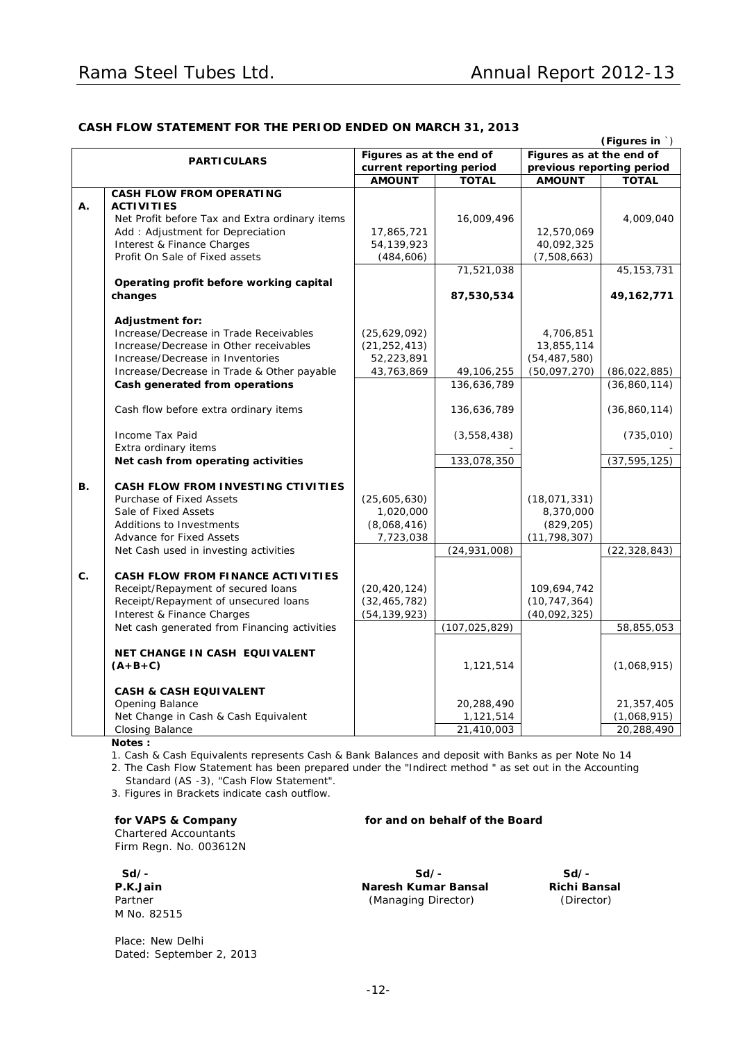## CASH FLOW STATEMENT FOR THE PERIOD ENDED ON MARCH 31, 2013

(Figures in `)

| | PARTICULARS | Figures as at the end of current reporting period | | Figures as at the end of previous reporting period | |
|---|---|---|---|---|---|
| | | AMOUNT | TOTAL | AMOUNT | TOTAL |
| A. | **CASH FLOW FROM OPERATING ACTIVITIES** | | | | |
| | Net Profit before Tax and Extra ordinary items | | 16,009,496 | | 4,009,040 |
| | Add : Adjustment for Depreciation | 17,865,721 | | 12,570,069 | |
| | Interest & Finance Charges | 54,139,923 | | 40,092,325 | |
| | Profit On Sale of Fixed assets | (484,606) | | (7,508,663) | |
| | | | 71,521,038 | | 45,153,731 |
| | **Operating profit before working capital changes** | | **87,530,534** | | **49,162,771** |
| | **Adjustment for:** | | | | |
| | Increase/Decrease in Trade Receivables | (25,629,092) | | 4,706,851 | |
| | Increase/Decrease in Other receivables | (21,252,413) | | 13,855,114 | |
| | Increase/Decrease in Inventories | 52,223,891 | | (54,487,580) | |
| | Increase/Decrease in Trade & Other payable | 43,763,869 | 49,106,255 | (50,097,270) | (86,022,885) |
| | **Cash generated from operations** | | 136,636,789 | | (36,860,114) |
| | Cash flow before extra ordinary items | | 136,636,789 | | (36,860,114) |
| | Income Tax Paid | | (3,558,438) | | (735,010) |
| | Extra ordinary items | | - | | - |
| | **Net cash from operating activities** | | 133,078,350 | | (37,595,125) |
| B. | **CASH FLOW FROM INVESTING CTIVITIES** | | | | |
| | Purchase of Fixed Assets | (25,605,630) | | (18,071,331) | |
| | Sale of Fixed Assets | 1,020,000 | | 8,370,000 | |
| | Additions to Investments | (8,068,416) | | (829,205) | |
| | Advance for Fixed Assets | 7,723,038 | | (11,798,307) | |
| | Net Cash used in investing activities | | (24,931,008) | | (22,328,843) |
| C. | **CASH FLOW FROM FINANCE ACTIVITIES** | | | | |
| | Receipt/Repayment of secured loans | (20,420,124) | | 109,694,742 | |
| | Receipt/Repayment of unsecured loans | (32,465,782) | | (10,747,364) | |
| | Interest & Finance Charges | (54,139,923) | | (40,092,325) | |
| | Net cash generated from Financing activities | | (107,025,829) | | 58,855,053 |
| | **NET CHANGE IN CASH EQUIVALENT (A+B+C)** | | 1,121,514 | | (1,068,915) |
| | **CASH & CASH EQUIVALENT** | | | | |
| | Opening Balance | | 20,288,490 | | 21,357,405 |
| | Net Change in Cash & Cash Equivalent | | 1,121,514 | | (1,068,915) |
| | Closing Balance | | 21,410,003 | | 20,288,490 |

**Notes :**

1. Cash & Cash Equivalents represents Cash & Bank Balances and deposit with Banks as per Note No 14
2. The Cash Flow Statement has been prepared under the "Indirect method " as set out in the Accounting Standard (AS -3), "Cash Flow Statement".
3. Figures in Brackets indicate cash outflow.

**for VAPS & Company**
Chartered Accountants
Firm Regn. No. 003612N

**for and on behalf of the Board**

Sd/-
**P.K.Jain**
Partner
M No. 82515

Sd/-
**Naresh Kumar Bansal**
(Managing Director)

Sd/-
**Richi Bansal**
(Director)

Place: New Delhi
Dated: September 2, 2013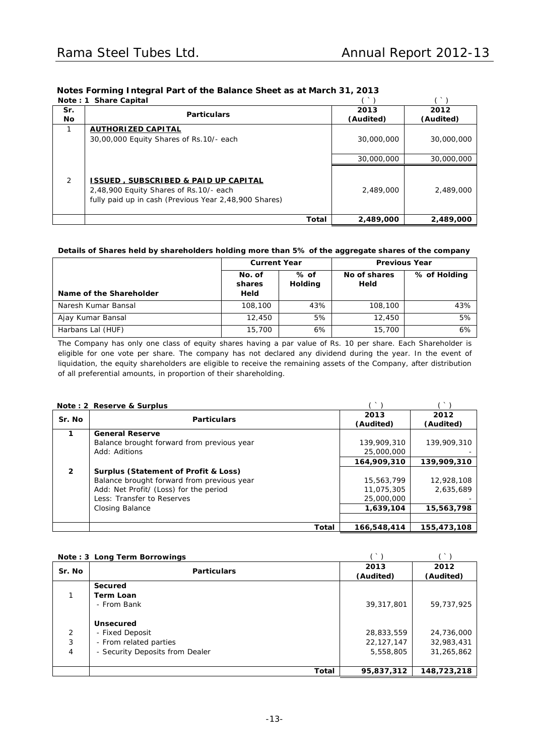## Notes Forming Integral Part of the Balance Sheet as at March 31, 2013

**Note : 1 Share Capital**

| Sr. No | Particulars | 2013 (Audited) (`) | 2012 (Audited) (`) |
|---|---|---|---|
| 1 | **AUTHORIZED CAPITAL** | | |
| | 30,00,000 Equity Shares of Rs.10/- each | 30,000,000 | 30,000,000 |
| | | 30,000,000 | 30,000,000 |
| 2 | **ISSUED , SUBSCRIBED & PAID UP CAPITAL** | | |
| | 2,48,900 Equity Shares of Rs.10/- each fully paid up in cash (Previous Year 2,48,900 Shares) | 2,489,000 | 2,489,000 |
| | **Total** | **2,489,000** | **2,489,000** |

**Details of Shares held by shareholders holding more than 5% of the aggregate shares of the company**

| | Current Year | | Previous Year | |
|---|---|---|---|---|
| Name of the Shareholder | No. of shares Held | % of Holding | No of shares Held | % of Holding |
| Naresh Kumar Bansal | 108,100 | 43% | 108,100 | 43% |
| Ajay Kumar Bansal | 12,450 | 5% | 12,450 | 5% |
| Harbans Lal (HUF) | 15,700 | 6% | 15,700 | 6% |

The Company has only one class of equity shares having a par value of Rs. 10 per share. Each Shareholder is eligible for one vote per share. The company has not declared any dividend during the year. In the event of liquidation, the equity shareholders are eligible to receive the remaining assets of the Company, after distribution of all preferential amounts, in proportion of their shareholding.

**Note : 2 Reserve & Surplus**

| Sr. No | Particulars | 2013 (Audited) (`) | 2012 (Audited) (`) |
|---|---|---|---|
| **1** | **General Reserve** | | |
| | Balance brought forward from previous year | 139,909,310 | 139,909,310 |
| | Add: Aditions | 25,000,000 | - |
| | | **164,909,310** | **139,909,310** |
| **2** | **Surplus (Statement of Profit & Loss)** | | |
| | Balance brought forward from previous year | 15,563,799 | 12,928,108 |
| | Add: Net Profit/ (Loss) for the period | 11,075,305 | 2,635,689 |
| | Less: Transfer to Reserves | 25,000,000 | - |
| | Closing Balance | **1,639,104** | **15,563,798** |
| | **Total** | **166,548,414** | **155,473,108** |

**Note : 3 Long Term Borrowings**

| Sr. No | Particulars | 2013 (Audited) (`) | 2012 (Audited) (`) |
|---|---|---|---|
| | **Secured** | | |
| 1 | **Term Loan** | | |
| | - From Bank | 39,317,801 | 59,737,925 |
| | **Unsecured** | | |
| 2 | - Fixed Deposit | 28,833,559 | 24,736,000 |
| 3 | - From related parties | 22,127,147 | 32,983,431 |
| 4 | - Security Deposits from Dealer | 5,558,805 | 31,265,862 |
| | **Total** | **95,837,312** | **148,723,218** |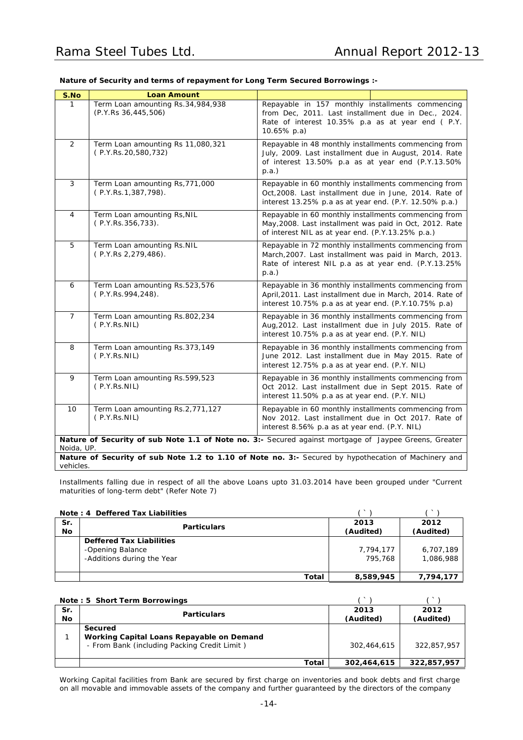**Nature of Security and terms of repayment for Long Term Secured Borrowings :-**

| S.No | Loan Amount | |
|---|---|---|
| 1 | Term Loan amounting Rs.34,984,938 (P.Y.Rs 36,445,506) | Repayable in 157 monthly installments commencing from Dec, 2011. Last installment due in Dec., 2024. Rate of interest 10.35% p.a as at year end ( P.Y. 10.65% p.a) |
| 2 | Term Loan amounting Rs 11,080,321 ( P.Y.Rs.20,580,732) | Repayable in 48 monthly installments commencing from July, 2009. Last installment due in August, 2014. Rate of interest 13.50% p.a as at year end (P.Y.13.50% p.a.) |
| 3 | Term Loan amounting Rs,771,000 ( P.Y.Rs.1,387,798). | Repayable in 60 monthly installments commencing from Oct,2008. Last installment due in June, 2014. Rate of interest 13.25% p.a as at year end. (P.Y. 12.50% p.a.) |
| 4 | Term Loan amounting Rs,NIL ( P.Y.Rs.356,733). | Repayable in 60 monthly installments commencing from May,2008. Last installment was paid in Oct, 2012. Rate of interest NIL as at year end. (P.Y.13.25% p.a.) |
| 5 | Term Loan amounting Rs.NIL ( P.Y.Rs 2,279,486). | Repayable in 72 monthly installments commencing from March,2007. Last installment was paid in March, 2013. Rate of interest NIL p.a as at year end. (P.Y.13.25% p.a.) |
| 6 | Term Loan amounting Rs.523,576 ( P.Y.Rs.994,248). | Repayable in 36 monthly installments commencing from April,2011. Last installment due in March, 2014. Rate of interest 10.75% p.a as at year end. (P.Y.10.75% p.a) |
| 7 | Term Loan amounting Rs.802,234 ( P.Y.Rs.NIL) | Repayable in 36 monthly installments commencing from Aug,2012. Last installment due in July 2015. Rate of interest 10.75% p.a as at year end. (P.Y. NIL) |
| 8 | Term Loan amounting Rs.373,149 ( P.Y.Rs.NIL) | Repayable in 36 monthly installments commencing from June 2012. Last installment due in May 2015. Rate of interest 12.75% p.a as at year end. (P.Y. NIL) |
| 9 | Term Loan amounting Rs.599,523 ( P.Y.Rs.NIL) | Repayable in 36 monthly installments commencing from Oct 2012. Last installment due in Sept 2015. Rate of interest 11.50% p.a as at year end. (P.Y. NIL) |
| 10 | Term Loan amounting Rs.2,771,127 ( P.Y.Rs.NIL) | Repayable in 60 monthly installments commencing from Nov 2012. Last installment due in Oct 2017. Rate of interest 8.56% p.a as at year end. (P.Y. NIL) |
| **Nature of Security of sub Note 1.1 of Note no. 3:-** Secured against mortgage of Jaypee Greens, Greater Noida, UP. | | |
| **Nature of Security of sub Note 1.2 to 1.10 of Note no. 3:-** Secured by hypothecation of Machinery and vehicles. | | |

Installments falling due in respect of all the above Loans upto 31.03.2014 have been grouped under "Current maturities of long-term debt" (Refer Note 7)

**Note : 4 Deffered Tax Liabilities**

| Sr. No | Particulars | ( ` ) 2013 (Audited) | ( ` ) 2012 (Audited) |
|---|---|---|---|
| | **Deffered Tax Liabilities** | | |
| | -Opening Balance | 7,794,177 | 6,707,189 |
| | -Additions during the Year | 795,768 | 1,086,988 |
| | **Total** | **8,589,945** | **7,794,177** |

**Note : 5 Short Term Borrowings**

| Sr. No | Particulars | ( ` ) 2013 (Audited) | ( ` ) 2012 (Audited) |
|---|---|---|---|
| 1 | **Secured** | | |
| | **Working Capital Loans Repayable on Demand** | | |
| | - From Bank (including Packing Credit Limit ) | 302,464,615 | 322,857,957 |
| | **Total** | **302,464,615** | **322,857,957** |

Working Capital facilities from Bank are secured by first charge on inventories and book debts and first charge on all movable and immovable assets of the company and further guaranteed by the directors of the company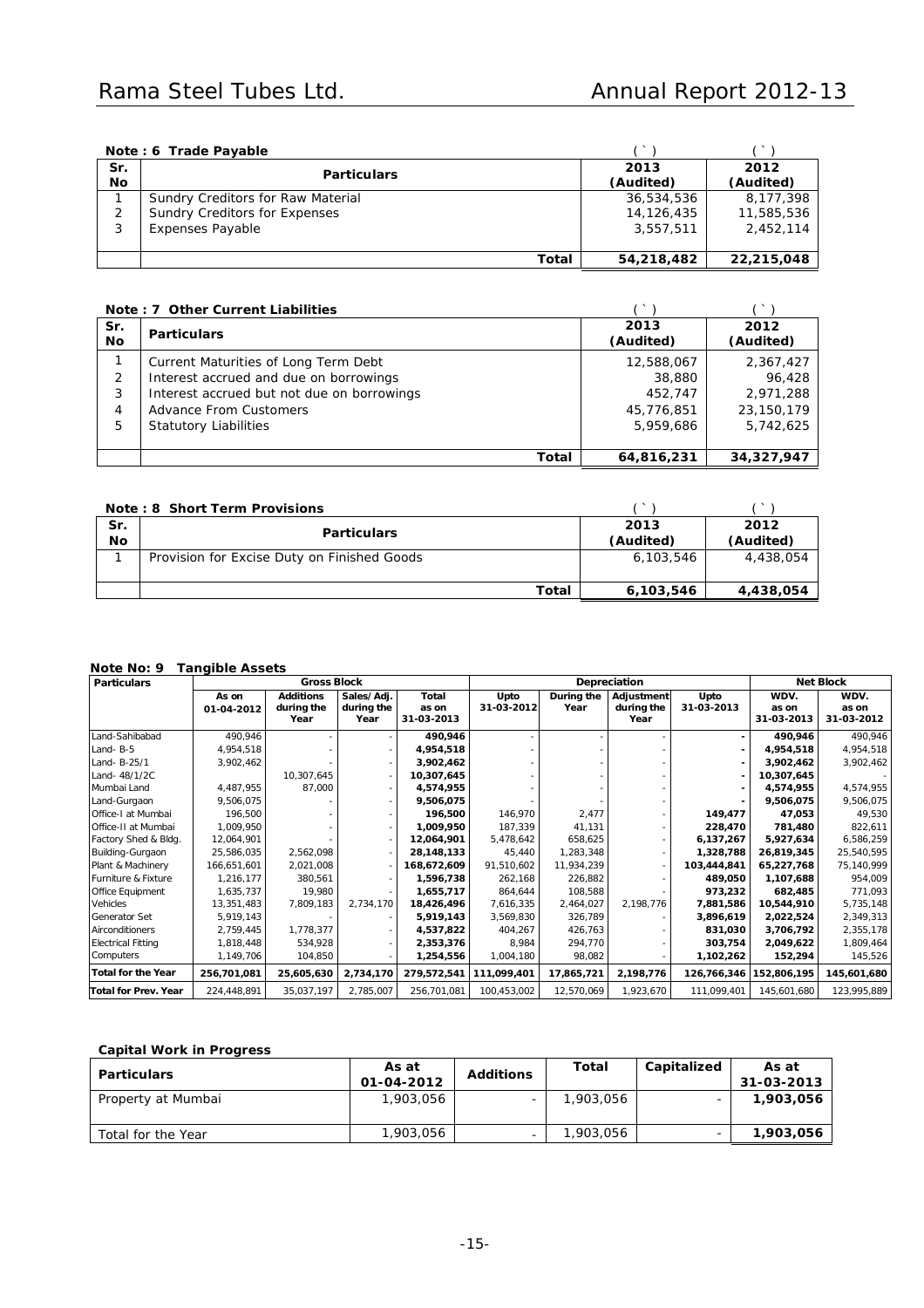### Note : 6 Trade Payable

| Sr. No | Particulars | 2013 (Audited) (`) | 2012 (Audited) (`) |
|---|---|---|---|
| 1 | Sundry Creditors for Raw Material | 36,534,536 | 8,177,398 |
| 2 | Sundry Creditors for Expenses | 14,126,435 | 11,585,536 |
| 3 | Expenses Payable | 3,557,511 | 2,452,114 |
| | **Total** | **54,218,482** | **22,215,048** |

### Note : 7 Other Current Liabilities

| Sr. No | Particulars | 2013 (Audited) (`) | 2012 (Audited) (`) |
|---|---|---|---|
| 1 | Current Maturities of Long Term Debt | 12,588,067 | 2,367,427 |
| 2 | Interest accrued and due on borrowings | 38,880 | 96,428 |
| 3 | Interest accrued but not due on borrowings | 452,747 | 2,971,288 |
| 4 | Advance From Customers | 45,776,851 | 23,150,179 |
| 5 | Statutory Liabilities | 5,959,686 | 5,742,625 |
| | **Total** | **64,816,231** | **34,327,947** |

### Note : 8 Short Term Provisions

| Sr. No | Particulars | 2013 (Audited) (`) | 2012 (Audited) (`) |
|---|---|---|---|
| 1 | Provision for Excise Duty on Finished Goods | 6,103,546 | 4,438,054 |
| | **Total** | **6,103,546** | **4,438,054** |

### Note No: 9 Tangible Assets

| Particulars | Gross Block | | | | Depreciation | | | | Net Block | |
|---|---|---|---|---|---|---|---|---|---|---|
| | As on 01-04-2012 | Additions during the Year | Sales/Adj. during the Year | Total as on 31-03-2013 | Upto 31-03-2012 | During the Year | Adjustment during the Year | Upto 31-03-2013 | WDV. as on 31-03-2013 | WDV. as on 31-03-2012 |
| Land-Sahibabad | 490,946 | - | - | **490,946** | - | - | - | - | **490,946** | 490,946 |
| Land- B-5 | 4,954,518 | - | - | **4,954,518** | - | - | - | - | **4,954,518** | 4,954,518 |
| Land- B-25/1 | 3,902,462 | | - | **3,902,462** | - | - | - | - | **3,902,462** | 3,902,462 |
| Land- 48/1/2C | | 10,307,645 | - | **10,307,645** | - | - | - | - | **10,307,645** | - |
| Mumbai Land | 4,487,955 | 87,000 | - | **4,574,955** | - | - | - | - | **4,574,955** | 4,574,955 |
| Land-Gurgaon | 9,506,075 | - | - | **9,506,075** | - | - | - | - | **9,506,075** | 9,506,075 |
| Office-I at Mumbai | 196,500 | - | - | **196,500** | 146,970 | 2,477 | - | **149,477** | **47,053** | 49,530 |
| Office-II at Mumbai | 1,009,950 | - | - | **1,009,950** | 187,339 | 41,131 | - | **228,470** | **781,480** | 822,611 |
| Factory Shed & Bldg. | 12,064,901 | - | - | **12,064,901** | 5,478,642 | 658,625 | - | **6,137,267** | **5,927,634** | 6,586,259 |
| Building-Gurgaon | 25,586,035 | 2,562,098 | - | **28,148,133** | 45,440 | 1,283,348 | - | **1,328,788** | **26,819,345** | 25,540,595 |
| Plant & Machinery | 166,651,601 | 2,021,008 | - | **168,672,609** | 91,510,602 | 11,934,239 | - | **103,444,841** | **65,227,768** | 75,140,999 |
| Furniture & Fixture | 1,216,177 | 380,561 | - | **1,596,738** | 262,168 | 226,882 | - | **489,050** | **1,107,688** | 954,009 |
| Office Equipment | 1,635,737 | 19,980 | - | **1,655,717** | 864,644 | 108,588 | - | **973,232** | **682,485** | 771,093 |
| Vehicles | 13,351,483 | 7,809,183 | 2,734,170 | **18,426,496** | 7,616,335 | 2,464,027 | 2,198,776 | **7,881,586** | **10,544,910** | 5,735,148 |
| Generator Set | 5,919,143 | - | - | **5,919,143** | 3,569,830 | 326,789 | - | **3,896,619** | **2,022,524** | 2,349,313 |
| Airconditioners | 2,759,445 | 1,778,377 | - | **4,537,822** | 404,267 | 426,763 | - | **831,030** | **3,706,792** | 2,355,178 |
| Electrical Fitting | 1,818,448 | 534,928 | - | **2,353,376** | 8,984 | 294,770 | - | **303,754** | **2,049,622** | 1,809,464 |
| Computers | 1,149,706 | 104,850 | - | **1,254,556** | 1,004,180 | 98,082 | - | **1,102,262** | **152,294** | 145,526 |
| **Total for the Year** | **256,701,081** | **25,605,630** | **2,734,170** | **279,572,541** | **111,099,401** | **17,865,721** | **2,198,776** | **126,766,346** | **152,806,195** | **145,601,680** |
| **Total for Prev. Year** | 224,448,891 | 35,037,197 | 2,785,007 | 256,701,081 | 100,453,002 | 12,570,069 | 1,923,670 | 111,099,401 | 145,601,680 | 123,995,889 |

### Capital Work in Progress

| Particulars | As at 01-04-2012 | Additions | Total | Capitalized | As at 31-03-2013 |
|---|---|---|---|---|---|
| Property at Mumbai | 1,903,056 | - | 1,903,056 | - | **1,903,056** |
| Total for the Year | 1,903,056 | - | 1,903,056 | - | **1,903,056** |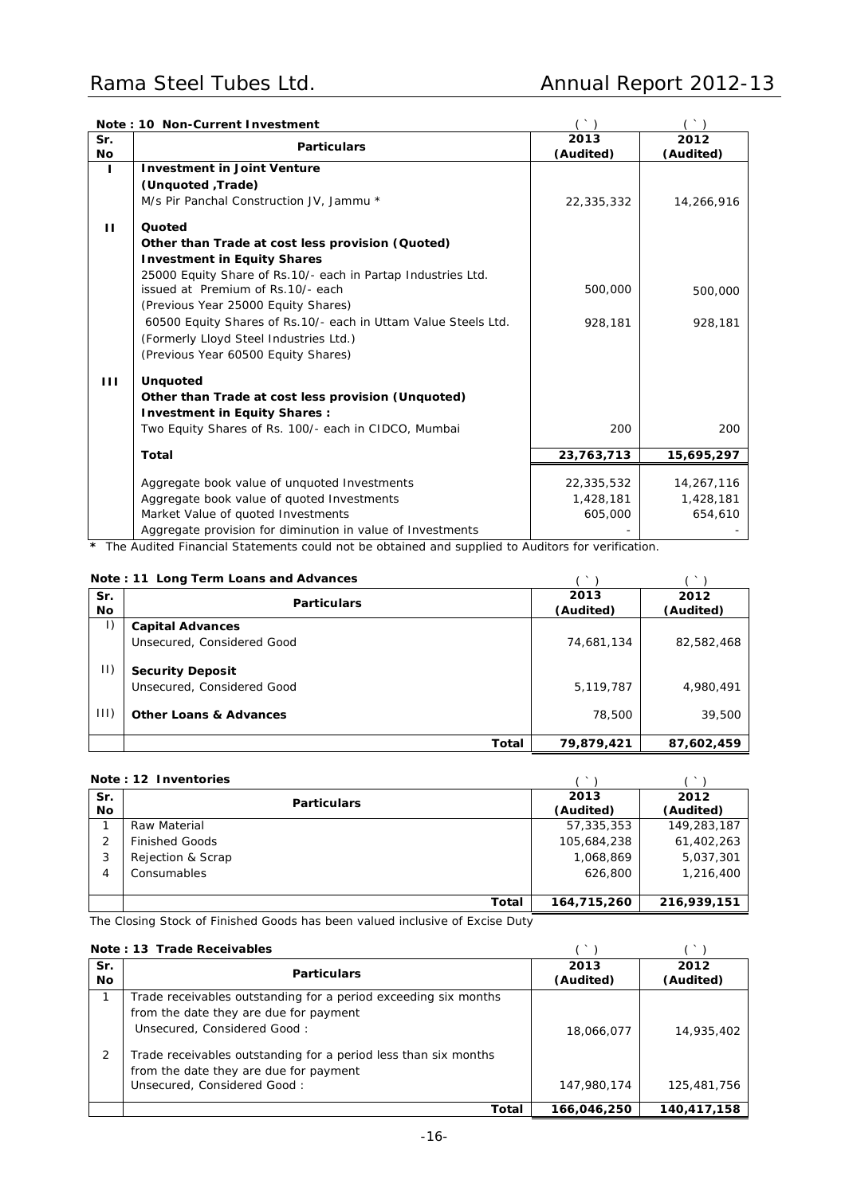**Note : 10 Non-Current Investment**

| Sr. No | Particulars | 2013 (Audited) ( ` ) | 2012 (Audited) ( ` ) |
|---|---|---|---|
| I | **Investment in Joint Venture** | | |
| | **(Unquoted ,Trade)** | | |
| | M/s Pir Panchal Construction JV, Jammu * | 22,335,332 | 14,266,916 |
| II | **Quoted** | | |
| | **Other than Trade at cost less provision (Quoted)** | | |
| | **Investment in Equity Shares** | | |
| | 25000 Equity Share of Rs.10/- each in Partap Industries Ltd. issued at Premium of Rs.10/- each (Previous Year 25000 Equity Shares) | 500,000 | 500,000 |
| | 60500 Equity Shares of Rs.10/- each in Uttam Value Steels Ltd. (Formerly Lloyd Steel Industries Ltd.) (Previous Year 60500 Equity Shares) | 928,181 | 928,181 |
| III | **Unquoted** | | |
| | **Other than Trade at cost less provision (Unquoted)** | | |
| | **Investment in Equity Shares :** | | |
| | Two Equity Shares of Rs. 100/- each in CIDCO, Mumbai | 200 | 200 |
| | **Total** | **23,763,713** | **15,695,297** |
| | Aggregate book value of unquoted Investments | 22,335,532 | 14,267,116 |
| | Aggregate book value of quoted Investments | 1,428,181 | 1,428,181 |
| | Market Value of quoted Investments | 605,000 | 654,610 |
| | Aggregate provision for diminution in value of Investments | - | - |

*** The Audited Financial Statements could not be obtained and supplied to Auditors for verification.

**Note : 11 Long Term Loans and Advances**

| Sr. No | Particulars | 2013 (Audited) ( ` ) | 2012 (Audited) ( ` ) |
|---|---|---|---|
| I) | **Capital Advances** | | |
| | Unsecured, Considered Good | 74,681,134 | 82,582,468 |
| II) | **Security Deposit** | | |
| | Unsecured, Considered Good | 5,119,787 | 4,980,491 |
| III) | **Other Loans & Advances** | 78,500 | 39,500 |
| | **Total** | **79,879,421** | **87,602,459** |

**Note : 12 Inventories**

| Sr. No | Particulars | 2013 (Audited) ( ` ) | 2012 (Audited) ( ` ) |
|---|---|---|---|
| 1 | Raw Material | 57,335,353 | 149,283,187 |
| 2 | Finished Goods | 105,684,238 | 61,402,263 |
| 3 | Rejection & Scrap | 1,068,869 | 5,037,301 |
| 4 | Consumables | 626,800 | 1,216,400 |
| | **Total** | **164,715,260** | **216,939,151** |

The Closing Stock of Finished Goods has been valued inclusive of Excise Duty

**Note : 13 Trade Receivables**

| Sr. No | Particulars | 2013 (Audited) ( ` ) | 2012 (Audited) ( ` ) |
|---|---|---|---|
| 1 | Trade receivables outstanding for a period exceeding six months from the date they are due for payment Unsecured, Considered Good : | 18,066,077 | 14,935,402 |
| 2 | Trade receivables outstanding for a period less than six months from the date they are due for payment Unsecured, Considered Good : | 147,980,174 | 125,481,756 |
| | **Total** | **166,046,250** | **140,417,158** |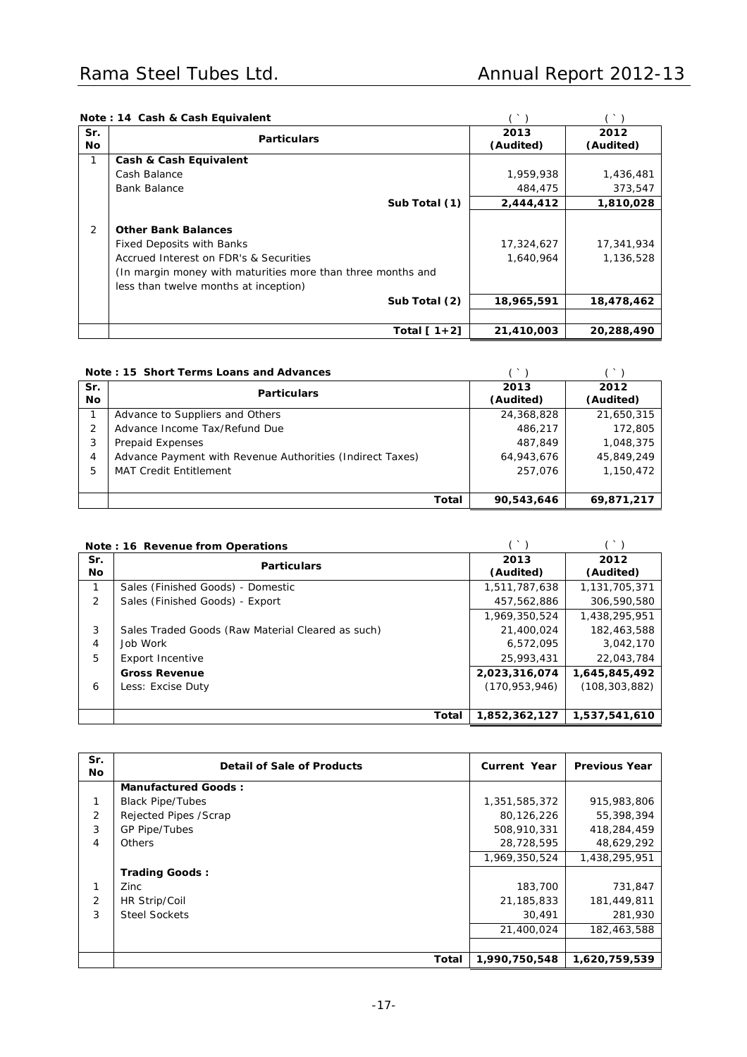**Note : 14 Cash & Cash Equivalent**

| Sr. No | Particulars | 2013 (Audited) (`) | 2012 (Audited) (`) |
|---|---|---|---|
| 1 | **Cash & Cash Equivalent** | | |
| | Cash Balance | 1,959,938 | 1,436,481 |
| | Bank Balance | 484,475 | 373,547 |
| | **Sub Total (1)** | **2,444,412** | **1,810,028** |
| 2 | **Other Bank Balances** | | |
| | Fixed Deposits with Banks | 17,324,627 | 17,341,934 |
| | Accrued Interest on FDR's & Securities | 1,640,964 | 1,136,528 |
| | (In margin money with maturities more than three months and less than twelve months at inception) | | |
| | **Sub Total (2)** | **18,965,591** | **18,478,462** |
| | **Total [ 1+2]** | **21,410,003** | **20,288,490** |

**Note : 15 Short Terms Loans and Advances**

| Sr. No | Particulars | 2013 (Audited) (`) | 2012 (Audited) (`) |
|---|---|---|---|
| 1 | Advance to Suppliers and Others | 24,368,828 | 21,650,315 |
| 2 | Advance Income Tax/Refund Due | 486,217 | 172,805 |
| 3 | Prepaid Expenses | 487,849 | 1,048,375 |
| 4 | Advance Payment with Revenue Authorities (Indirect Taxes) | 64,943,676 | 45,849,249 |
| 5 | MAT Credit Entitlement | 257,076 | 1,150,472 |
| | **Total** | **90,543,646** | **69,871,217** |

**Note : 16 Revenue from Operations**

| Sr. No | Particulars | 2013 (Audited) (`) | 2012 (Audited) (`) |
|---|---|---|---|
| 1 | Sales (Finished Goods) - Domestic | 1,511,787,638 | 1,131,705,371 |
| 2 | Sales (Finished Goods) - Export | 457,562,886 | 306,590,580 |
| | | 1,969,350,524 | 1,438,295,951 |
| 3 | Sales Traded Goods (Raw Material Cleared as such) | 21,400,024 | 182,463,588 |
| 4 | Job Work | 6,572,095 | 3,042,170 |
| 5 | Export Incentive | 25,993,431 | 22,043,784 |
| | **Gross Revenue** | **2,023,316,074** | **1,645,845,492** |
| 6 | Less: Excise Duty | (170,953,946) | (108,303,882) |
| | **Total** | **1,852,362,127** | **1,537,541,610** |

| Sr. No | Detail of Sale of Products | Current Year | Previous Year |
|---|---|---|---|
| | **Manufactured Goods :** | | |
| 1 | Black Pipe/Tubes | 1,351,585,372 | 915,983,806 |
| 2 | Rejected Pipes /Scrap | 80,126,226 | 55,398,394 |
| 3 | GP Pipe/Tubes | 508,910,331 | 418,284,459 |
| 4 | Others | 28,728,595 | 48,629,292 |
| | | 1,969,350,524 | 1,438,295,951 |
| | **Trading Goods :** | | |
| 1 | Zinc | 183,700 | 731,847 |
| 2 | HR Strip/Coil | 21,185,833 | 181,449,811 |
| 3 | Steel Sockets | 30,491 | 281,930 |
| | | 21,400,024 | 182,463,588 |
| | **Total** | **1,990,750,548** | **1,620,759,539** |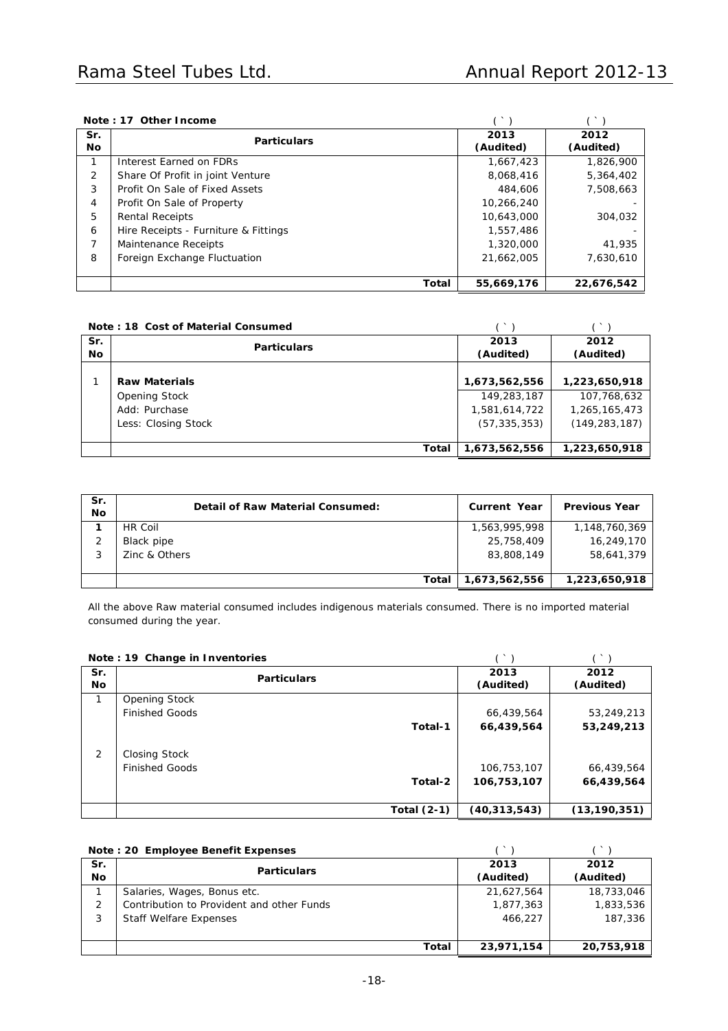### Note : 17 Other Income

| Sr. No | Particulars | 2013 (Audited) (`) | 2012 (Audited) (`) |
|---|---|---|---|
| 1 | Interest Earned on FDRs | 1,667,423 | 1,826,900 |
| 2 | Share Of Profit in joint Venture | 8,068,416 | 5,364,402 |
| 3 | Profit On Sale of Fixed Assets | 484,606 | 7,508,663 |
| 4 | Profit On Sale of Property | 10,266,240 | - |
| 5 | Rental Receipts | 10,643,000 | 304,032 |
| 6 | Hire Receipts - Furniture & Fittings | 1,557,486 | - |
| 7 | Maintenance Receipts | 1,320,000 | 41,935 |
| 8 | Foreign Exchange Fluctuation | 21,662,005 | 7,630,610 |
| | **Total** | **55,669,176** | **22,676,542** |

### Note : 18 Cost of Material Consumed

| Sr. No | Particulars | 2013 (Audited) (`) | 2012 (Audited) (`) |
|---|---|---|---|
| 1 | **Raw Materials** | **1,673,562,556** | **1,223,650,918** |
| | Opening Stock | 149,283,187 | 107,768,632 |
| | Add: Purchase | 1,581,614,722 | 1,265,165,473 |
| | Less: Closing Stock | (57,335,353) | (149,283,187) |
| | **Total** | **1,673,562,556** | **1,223,650,918** |

| Sr. No | Detail of Raw Material Consumed: | Current Year | Previous Year |
|---|---|---|---|
| **1** | HR Coil | 1,563,995,998 | 1,148,760,369 |
| 2 | Black pipe | 25,758,409 | 16,249,170 |
| 3 | Zinc & Others | 83,808,149 | 58,641,379 |
| | **Total** | **1,673,562,556** | **1,223,650,918** |

All the above Raw material consumed includes indigenous materials consumed. There is no imported material consumed during the year.

### Note : 19 Change in Inventories

| Sr. No | Particulars | 2013 (Audited) (`) | 2012 (Audited) (`) |
|---|---|---|---|
| 1 | Opening Stock | | |
| | Finished Goods | 66,439,564 | 53,249,213 |
| | **Total-1** | **66,439,564** | **53,249,213** |
| 2 | Closing Stock | | |
| | Finished Goods | 106,753,107 | 66,439,564 |
| | **Total-2** | **106,753,107** | **66,439,564** |
| | **Total (2-1)** | **(40,313,543)** | **(13,190,351)** |

### Note : 20 Employee Benefit Expenses

| Sr. No | Particulars | 2013 (Audited) (`) | 2012 (Audited) (`) |
|---|---|---|---|
| 1 | Salaries, Wages, Bonus etc. | 21,627,564 | 18,733,046 |
| 2 | Contribution to Provident and other Funds | 1,877,363 | 1,833,536 |
| 3 | Staff Welfare Expenses | 466,227 | 187,336 |
| | **Total** | **23,971,154** | **20,753,918** |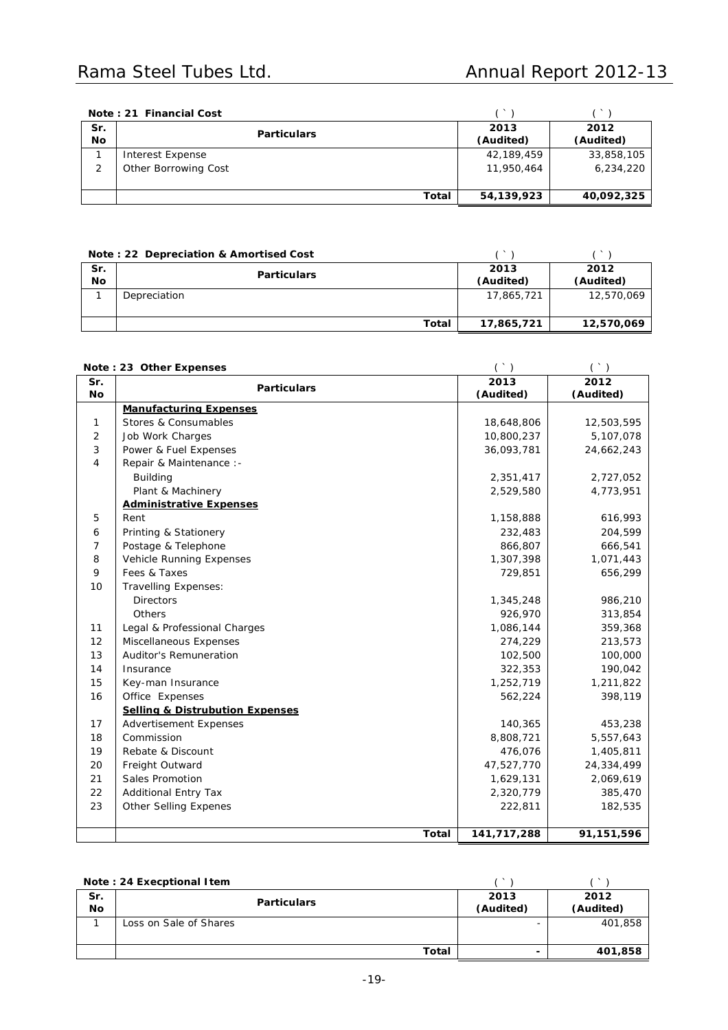**Note : 21 Financial Cost**

| Sr. No | Particulars | 2013 (Audited) (`) | 2012 (Audited) (`) |
|---|---|---|---|
| 1 | Interest Expense | 42,189,459 | 33,858,105 |
| 2 | Other Borrowing Cost | 11,950,464 | 6,234,220 |
| | **Total** | **54,139,923** | **40,092,325** |

**Note : 22 Depreciation & Amortised Cost**

| Sr. No | Particulars | 2013 (Audited) (`) | 2012 (Audited) (`) |
|---|---|---|---|
| 1 | Depreciation | 17,865,721 | 12,570,069 |
| | **Total** | **17,865,721** | **12,570,069** |

**Note : 23 Other Expenses**

| Sr. No | Particulars | 2013 (Audited) (`) | 2012 (Audited) (`) |
|---|---|---|---|
| | **Manufacturing Expenses** | | |
| 1 | Stores & Consumables | 18,648,806 | 12,503,595 |
| 2 | Job Work Charges | 10,800,237 | 5,107,078 |
| 3 | Power & Fuel Expenses | 36,093,781 | 24,662,243 |
| 4 | Repair & Maintenance :- | | |
| | Building | 2,351,417 | 2,727,052 |
| | Plant & Machinery | 2,529,580 | 4,773,951 |
| | **Administrative Expenses** | | |
| 5 | Rent | 1,158,888 | 616,993 |
| 6 | Printing & Stationery | 232,483 | 204,599 |
| 7 | Postage & Telephone | 866,807 | 666,541 |
| 8 | Vehicle Running Expenses | 1,307,398 | 1,071,443 |
| 9 | Fees & Taxes | 729,851 | 656,299 |
| 10 | Travelling Expenses: | | |
| | Directors | 1,345,248 | 986,210 |
| | Others | 926,970 | 313,854 |
| 11 | Legal & Professional Charges | 1,086,144 | 359,368 |
| 12 | Miscellaneous Expenses | 274,229 | 213,573 |
| 13 | Auditor's Remuneration | 102,500 | 100,000 |
| 14 | Insurance | 322,353 | 190,042 |
| 15 | Key-man Insurance | 1,252,719 | 1,211,822 |
| 16 | Office Expenses | 562,224 | 398,119 |
| | **Selling & Distrubution Expenses** | | |
| 17 | Advertisement Expenses | 140,365 | 453,238 |
| 18 | Commission | 8,808,721 | 5,557,643 |
| 19 | Rebate & Discount | 476,076 | 1,405,811 |
| 20 | Freight Outward | 47,527,770 | 24,334,499 |
| 21 | Sales Promotion | 1,629,131 | 2,069,619 |
| 22 | Additional Entry Tax | 2,320,779 | 385,470 |
| 23 | Other Selling Expenes | 222,811 | 182,535 |
| | **Total** | **141,717,288** | **91,151,596** |

**Note : 24 Execptional Item**

| Sr. No | Particulars | 2013 (Audited) (`) | 2012 (Audited) (`) |
|---|---|---|---|
| 1 | Loss on Sale of Shares | - | 401,858 |
| | **Total** | **-** | **401,858** |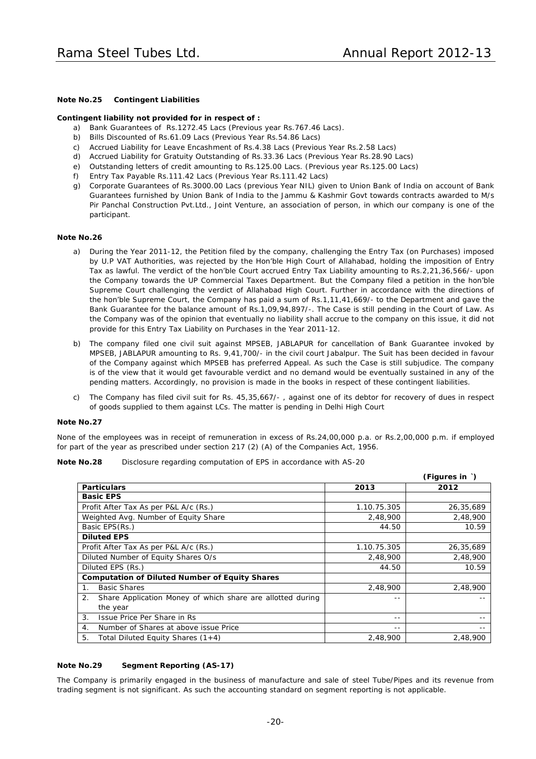#### Note No.25 Contingent Liabilities

**Contingent liability not provided for in respect of :**

a) Bank Guarantees of Rs.1272.45 Lacs (Previous year Rs.767.46 Lacs).
b) Bills Discounted of Rs.61.09 Lacs (Previous Year Rs.54.86 Lacs)
c) Accrued Liability for Leave Encashment of Rs.4.38 Lacs (Previous Year Rs.2.58 Lacs)
d) Accrued Liability for Gratuity Outstanding of Rs.33.36 Lacs (Previous Year Rs.28.90 Lacs)
e) Outstanding letters of credit amounting to Rs.125.00 Lacs. (Previous year Rs.125.00 Lacs)
f) Entry Tax Payable Rs.111.42 Lacs (Previous Year Rs.111.42 Lacs)
g) Corporate Guarantees of Rs.3000.00 Lacs (previous Year NIL) given to Union Bank of India on account of Bank Guarantees furnished by Union Bank of India to the Jammu & Kashmir Govt towards contracts awarded to M/s Pir Panchal Construction Pvt.Ltd., Joint Venture, an association of person, in which our company is one of the participant.

#### Note No.26

a) During the Year 2011-12, the Petition filed by the company, challenging the Entry Tax (on Purchases) imposed by U.P VAT Authorities, was rejected by the Hon'ble High Court of Allahabad, holding the imposition of Entry Tax as lawful. The verdict of the hon'ble Court accrued Entry Tax Liability amounting to Rs.2,21,36,566/- upon the Company towards the UP Commercial Taxes Department. But the Company filed a petition in the hon'ble Supreme Court challenging the verdict of Allahabad High Court. Further in accordance with the directions of the hon'ble Supreme Court, the Company has paid a sum of Rs.1,11,41,669/- to the Department and gave the Bank Guarantee for the balance amount of Rs.1,09,94,897/-. The Case is still pending in the Court of Law. As the Company was of the opinion that eventually no liability shall accrue to the company on this issue, it did not provide for this Entry Tax Liability on Purchases in the Year 2011-12.

b) The company filed one civil suit against MPSEB, JABLAPUR for cancellation of Bank Guarantee invoked by MPSEB, JABLAPUR amounting to Rs. 9,41,700/- in the civil court Jabalpur. The Suit has been decided in favour of the Company against which MPSEB has preferred Appeal. As such the Case is still subjudice. The company is of the view that it would get favourable verdict and no demand would be eventually sustained in any of the pending matters. Accordingly, no provision is made in the books in respect of these contingent liabilities.

c) The Company has filed civil suit for Rs. 45,35,667/- , against one of its debtor for recovery of dues in respect of goods supplied to them against LCs. The matter is pending in Delhi High Court

#### Note No.27

None of the employees was in receipt of remuneration in excess of Rs.24,00,000 p.a. or Rs.2,00,000 p.m. if employed for part of the year as prescribed under section 217 (2) (A) of the Companies Act, 1956.

**Note No.28** Disclosure regarding computation of EPS in accordance with AS-20

(Figures in `)

| Particulars | 2013 | 2012 |
|---|---|---|
| **Basic EPS** | | |
| Profit After Tax As per P&L A/c (Rs.) | 1.10.75.305 | 26,35,689 |
| Weighted Avg. Number of Equity Share | 2,48,900 | 2,48,900 |
| Basic EPS(Rs.) | 44.50 | 10.59 |
| **Diluted EPS** | | |
| Profit After Tax As per P&L A/c (Rs.) | 1.10.75.305 | 26,35,689 |
| Diluted Number of Equity Shares O/s | 2,48,900 | 2,48,900 |
| Diluted EPS (Rs.) | 44.50 | 10.59 |
| **Computation of Diluted Number of Equity Shares** | | |
| 1. Basic Shares | 2,48,900 | 2,48,900 |
| 2. Share Application Money of which share are allotted during the year | -- | -- |
| 3. Issue Price Per Share in Rs | -- | -- |
| 4. Number of Shares at above issue Price | -- | -- |
| 5. Total Diluted Equity Shares (1+4) | 2,48,900 | 2,48,900 |

#### Note No.29 Segment Reporting (AS-17)

The Company is primarily engaged in the business of manufacture and sale of steel Tube/Pipes and its revenue from trading segment is not significant. As such the accounting standard on segment reporting is not applicable.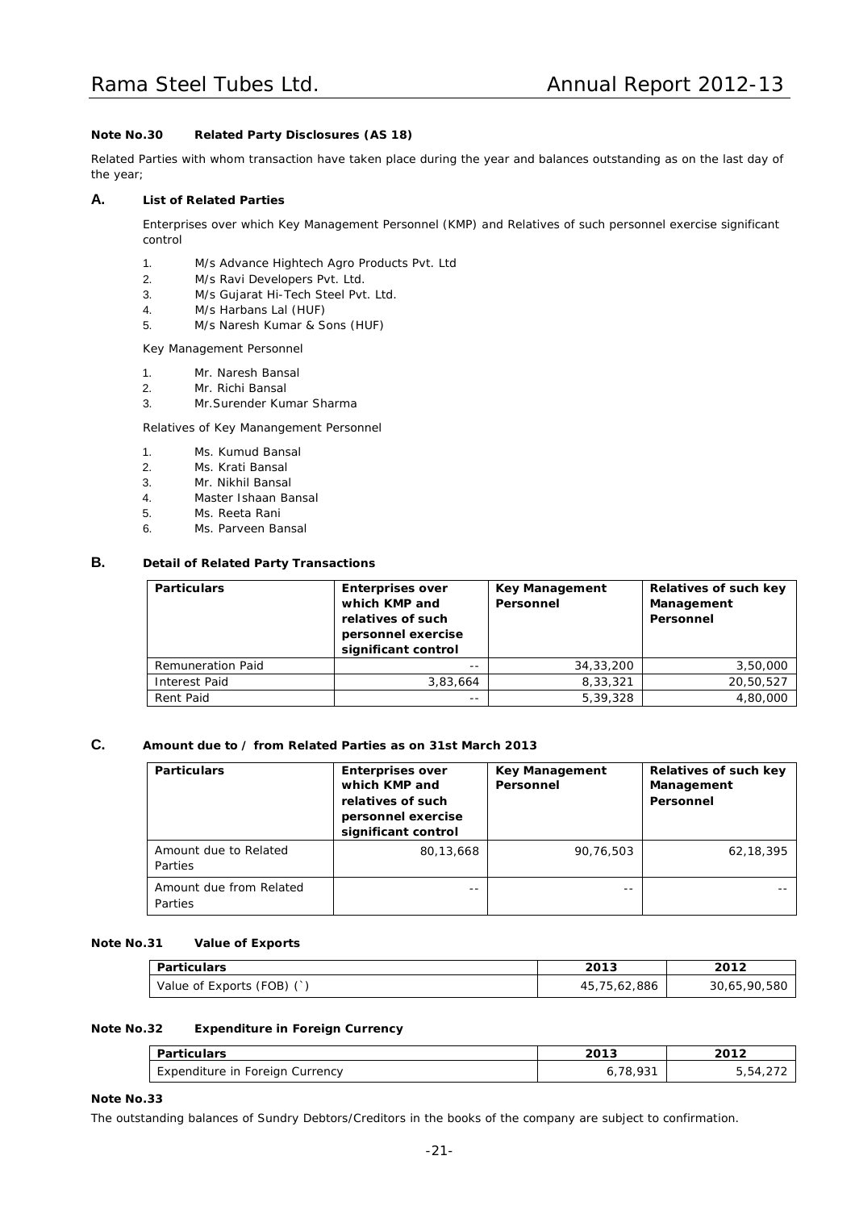**Note No.30 Related Party Disclosures (AS 18)**

Related Parties with whom transaction have taken place during the year and balances outstanding as on the last day of the year;

### A. List of Related Parties

Enterprises over which Key Management Personnel (KMP) and Relatives of such personnel exercise significant control

1. M/s Advance Hightech Agro Products Pvt. Ltd
2. M/s Ravi Developers Pvt. Ltd.
3. M/s Gujarat Hi-Tech Steel Pvt. Ltd.
4. M/s Harbans Lal (HUF)
5. M/s Naresh Kumar & Sons (HUF)

Key Management Personnel

1. Mr. Naresh Bansal
2. Mr. Richi Bansal
3. Mr.Surender Kumar Sharma

Relatives of Key Manangement Personnel

1. Ms. Kumud Bansal
2. Ms. Krati Bansal
3. Mr. Nikhil Bansal
4. Master Ishaan Bansal
5. Ms. Reeta Rani
6. Ms. Parveen Bansal

### B. Detail of Related Party Transactions

| Particulars | Enterprises over which KMP and relatives of such personnel exercise significant control | Key Management Personnel | Relatives of such key Management Personnel |
|---|---|---|---|
| Remuneration Paid | -- | 34,33,200 | 3,50,000 |
| Interest Paid | 3,83,664 | 8,33,321 | 20,50,527 |
| Rent Paid | -- | 5,39,328 | 4,80,000 |

### C. Amount due to / from Related Parties as on 31st March 2013

| Particulars | Enterprises over which KMP and relatives of such personnel exercise significant control | Key Management Personnel | Relatives of such key Management Personnel |
|---|---|---|---|
| Amount due to Related Parties | 80,13,668 | 90,76,503 | 62,18,395 |
| Amount due from Related Parties | -- | -- | -- |

**Note No.31 Value of Exports**

| Particulars | 2013 | 2012 |
|---|---|---|
| Value of Exports (FOB) (`) | 45,75,62,886 | 30,65,90,580 |

**Note No.32 Expenditure in Foreign Currency**

| Particulars | 2013 | 2012 |
|---|---|---|
| Expenditure in Foreign Currency | 6,78,931 | 5,54,272 |

**Note No.33**

The outstanding balances of Sundry Debtors/Creditors in the books of the company are subject to confirmation.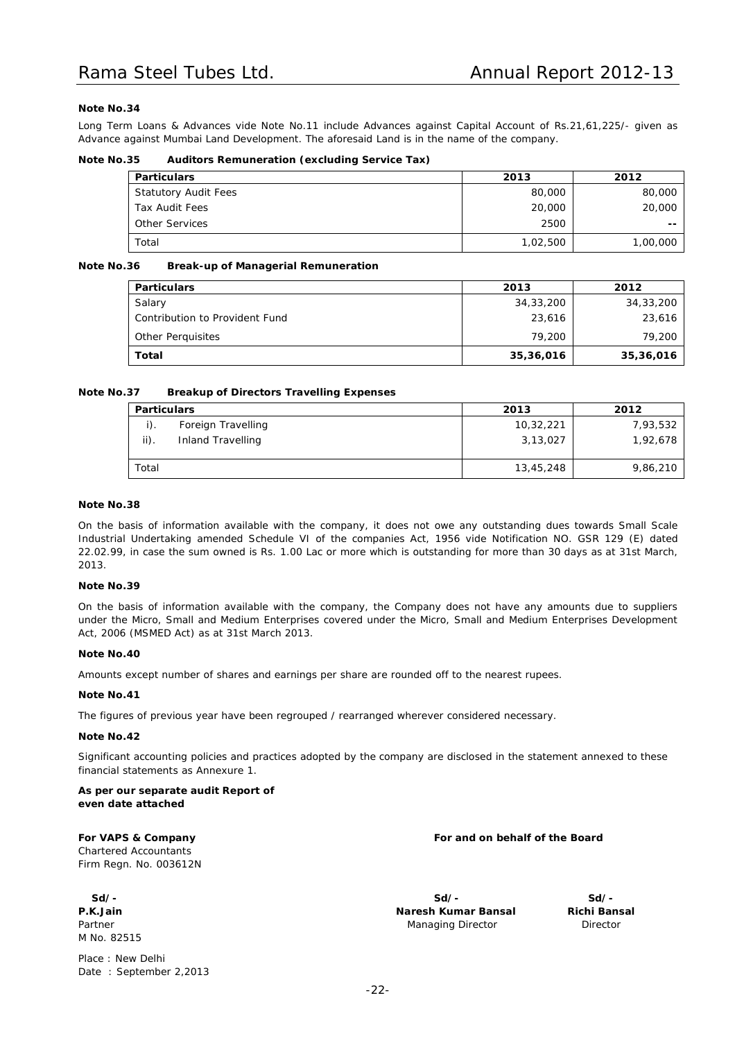**Note No.34**

Long Term Loans & Advances vide Note No.11 include Advances against Capital Account of Rs.21,61,225/- given as Advance against Mumbai Land Development. The aforesaid Land is in the name of the company.

**Note No.35 Auditors Remuneration (excluding Service Tax)**

| Particulars | 2013 | 2012 |
|---|---|---|
| Statutory Audit Fees | 80,000 | 80,000 |
| Tax Audit Fees | 20,000 | 20,000 |
| Other Services | 2500 | -- |
| Total | 1,02,500 | 1,00,000 |

**Note No.36 Break-up of Managerial Remuneration**

| Particulars | 2013 | 2012 |
|---|---|---|
| Salary | 34,33,200 | 34,33,200 |
| Contribution to Provident Fund | 23,616 | 23,616 |
| Other Perquisites | 79,200 | 79,200 |
| **Total** | **35,36,016** | **35,36,016** |

**Note No.37 Breakup of Directors Travelling Expenses**

| Particulars | 2013 | 2012 |
|---|---|---|
| i). Foreign Travelling | 10,32,221 | 7,93,532 |
| ii). Inland Travelling | 3,13,027 | 1,92,678 |
| Total | 13,45,248 | 9,86,210 |

**Note No.38**

On the basis of information available with the company, it does not owe any outstanding dues towards Small Scale Industrial Undertaking amended Schedule VI of the companies Act, 1956 vide Notification NO. GSR 129 (E) dated 22.02.99, in case the sum owned is Rs. 1.00 Lac or more which is outstanding for more than 30 days as at 31st March, 2013.

**Note No.39**

On the basis of information available with the company, the Company does not have any amounts due to suppliers under the Micro, Small and Medium Enterprises covered under the Micro, Small and Medium Enterprises Development Act, 2006 (MSMED Act) as at 31st March 2013.

**Note No.40**

Amounts except number of shares and earnings per share are rounded off to the nearest rupees.

**Note No.41**

The figures of previous year have been regrouped / rearranged wherever considered necessary.

**Note No.42**

Significant accounting policies and practices adopted by the company are disclosed in the statement annexed to these financial statements as Annexure 1.

**As per our separate audit Report of even date attached**

**For VAPS & Company**
Chartered Accountants
Firm Regn. No. 003612N

**Sd/-**
**P.K.Jain**
Partner
M No. 82515

Place : New Delhi
Date : September 2,2013

**For and on behalf of the Board**

**Sd/-**
**Naresh Kumar Bansal**
Managing Director

**Sd/-**
**Richi Bansal**
Director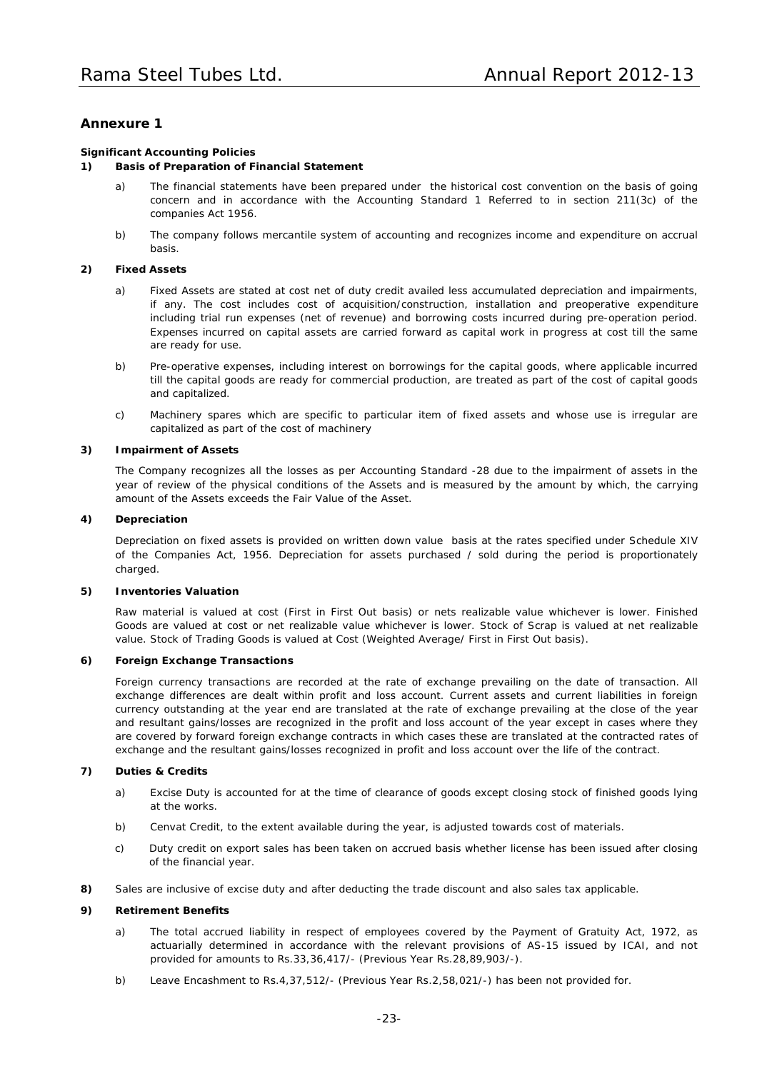## Annexure 1

**Significant Accounting Policies**

**1) Basis of Preparation of Financial Statement**

a) The financial statements have been prepared under the historical cost convention on the basis of going concern and in accordance with the Accounting Standard 1 Referred to in section 211(3c) of the companies Act 1956.

b) The company follows mercantile system of accounting and recognizes income and expenditure on accrual basis.

**2) Fixed Assets**

a) Fixed Assets are stated at cost net of duty credit availed less accumulated depreciation and impairments, if any. The cost includes cost of acquisition/construction, installation and preoperative expenditure including trial run expenses (net of revenue) and borrowing costs incurred during pre-operation period. Expenses incurred on capital assets are carried forward as capital work in progress at cost till the same are ready for use.

b) Pre-operative expenses, including interest on borrowings for the capital goods, where applicable incurred till the capital goods are ready for commercial production, are treated as part of the cost of capital goods and capitalized.

c) Machinery spares which are specific to particular item of fixed assets and whose use is irregular are capitalized as part of the cost of machinery

**3) Impairment of Assets**

The Company recognizes all the losses as per Accounting Standard -28 due to the impairment of assets in the year of review of the physical conditions of the Assets and is measured by the amount by which, the carrying amount of the Assets exceeds the Fair Value of the Asset.

**4) Depreciation**

Depreciation on fixed assets is provided on written down value basis at the rates specified under Schedule XIV of the Companies Act, 1956. Depreciation for assets purchased / sold during the period is proportionately charged.

**5) Inventories Valuation**

Raw material is valued at cost (First in First Out basis) or nets realizable value whichever is lower. Finished Goods are valued at cost or net realizable value whichever is lower. Stock of Scrap is valued at net realizable value. Stock of Trading Goods is valued at Cost (Weighted Average/ First in First Out basis).

**6) Foreign Exchange Transactions**

Foreign currency transactions are recorded at the rate of exchange prevailing on the date of transaction. All exchange differences are dealt within profit and loss account. Current assets and current liabilities in foreign currency outstanding at the year end are translated at the rate of exchange prevailing at the close of the year and resultant gains/losses are recognized in the profit and loss account of the year except in cases where they are covered by forward foreign exchange contracts in which cases these are translated at the contracted rates of exchange and the resultant gains/losses recognized in profit and loss account over the life of the contract.

**7) Duties & Credits**

a) Excise Duty is accounted for at the time of clearance of goods except closing stock of finished goods lying at the works.

b) Cenvat Credit, to the extent available during the year, is adjusted towards cost of materials.

c) Duty credit on export sales has been taken on accrued basis whether license has been issued after closing of the financial year.

**8)** Sales are inclusive of excise duty and after deducting the trade discount and also sales tax applicable.

**9) Retirement Benefits**

a) The total accrued liability in respect of employees covered by the Payment of Gratuity Act, 1972, as actuarially determined in accordance with the relevant provisions of AS-15 issued by ICAI, and not provided for amounts to Rs.33,36,417/- (Previous Year Rs.28,89,903/-).

b) Leave Encashment to Rs.4,37,512/- (Previous Year Rs.2,58,021/-) has been not provided for.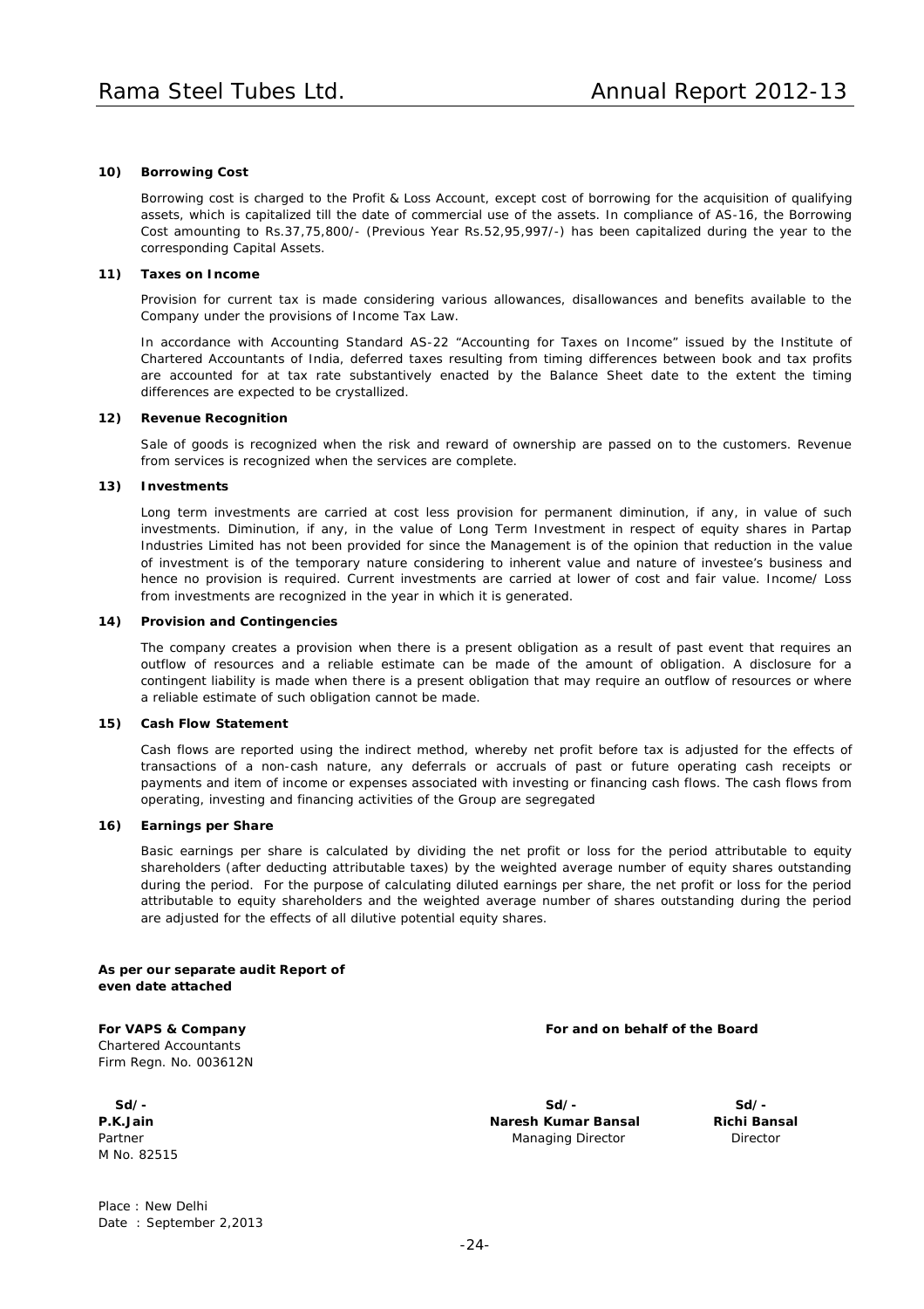**10) Borrowing Cost**

Borrowing cost is charged to the Profit & Loss Account, except cost of borrowing for the acquisition of qualifying assets, which is capitalized till the date of commercial use of the assets. In compliance of AS-16, the Borrowing Cost amounting to Rs.37,75,800/- (Previous Year Rs.52,95,997/-) has been capitalized during the year to the corresponding Capital Assets.

**11) Taxes on Income**

Provision for current tax is made considering various allowances, disallowances and benefits available to the Company under the provisions of Income Tax Law.

In accordance with Accounting Standard AS-22 "Accounting for Taxes on Income" issued by the Institute of Chartered Accountants of India, deferred taxes resulting from timing differences between book and tax profits are accounted for at tax rate substantively enacted by the Balance Sheet date to the extent the timing differences are expected to be crystallized.

**12) Revenue Recognition**

Sale of goods is recognized when the risk and reward of ownership are passed on to the customers. Revenue from services is recognized when the services are complete.

**13) Investments**

Long term investments are carried at cost less provision for permanent diminution, if any, in value of such investments. Diminution, if any, in the value of Long Term Investment in respect of equity shares in Partap Industries Limited has not been provided for since the Management is of the opinion that reduction in the value of investment is of the temporary nature considering to inherent value and nature of investee's business and hence no provision is required. Current investments are carried at lower of cost and fair value. Income/ Loss from investments are recognized in the year in which it is generated.

**14) Provision and Contingencies**

The company creates a provision when there is a present obligation as a result of past event that requires an outflow of resources and a reliable estimate can be made of the amount of obligation. A disclosure for a contingent liability is made when there is a present obligation that may require an outflow of resources or where a reliable estimate of such obligation cannot be made.

**15) Cash Flow Statement**

Cash flows are reported using the indirect method, whereby net profit before tax is adjusted for the effects of transactions of a non-cash nature, any deferrals or accruals of past or future operating cash receipts or payments and item of income or expenses associated with investing or financing cash flows. The cash flows from operating, investing and financing activities of the Group are segregated

**16) Earnings per Share**

Basic earnings per share is calculated by dividing the net profit or loss for the period attributable to equity shareholders (after deducting attributable taxes) by the weighted average number of equity shares outstanding during the period. For the purpose of calculating diluted earnings per share, the net profit or loss for the period attributable to equity shareholders and the weighted average number of shares outstanding during the period are adjusted for the effects of all dilutive potential equity shares.

**As per our separate audit Report of even date attached**

**For VAPS & Company**
Chartered Accountants
Firm Regn. No. 003612N

Sd/-
**P.K.Jain**
Partner
M No. 82515

**For and on behalf of the Board**

Sd/-
**Naresh Kumar Bansal**
Managing Director

Sd/-
**Richi Bansal**
Director

Place : New Delhi
Date : September 2,2013